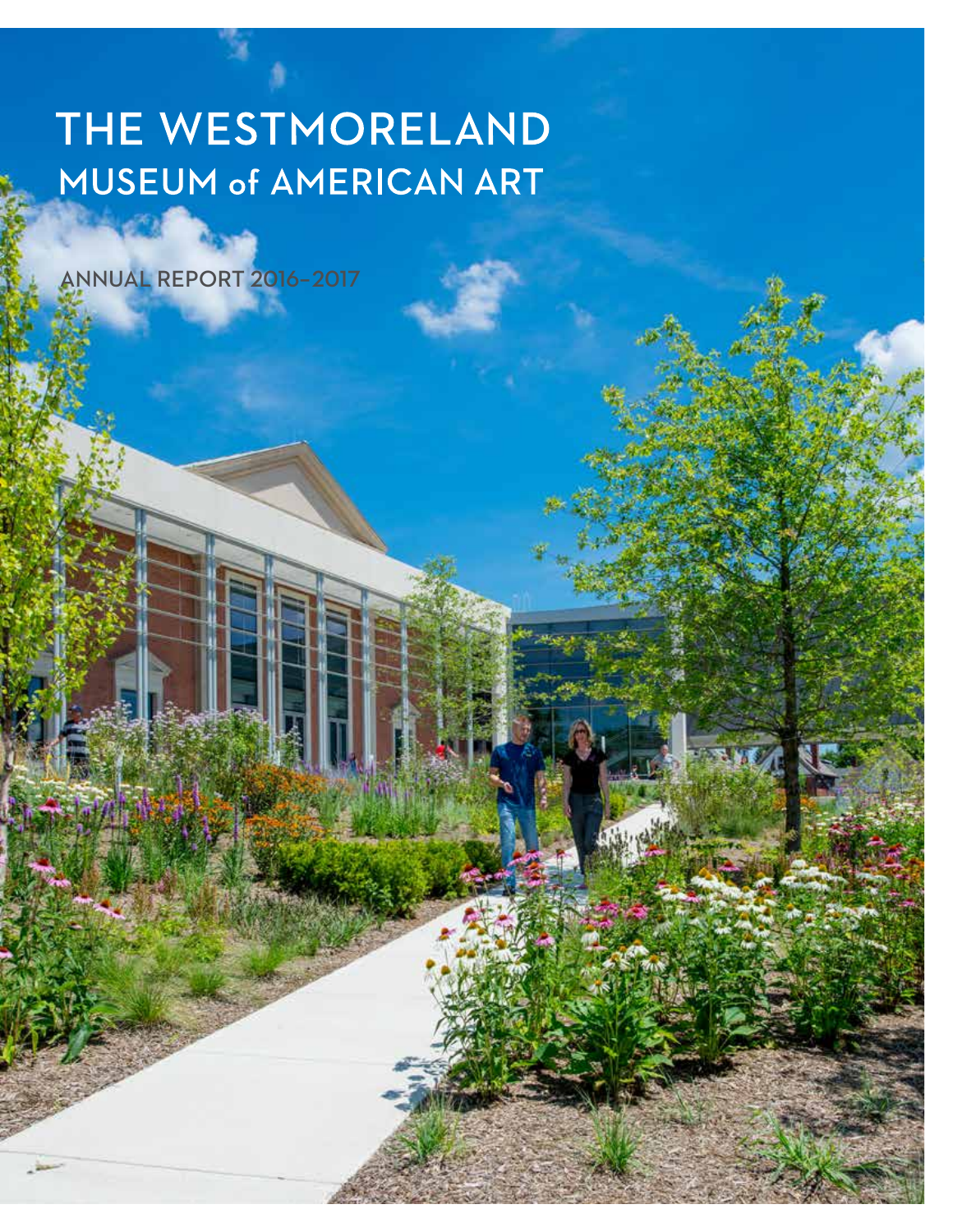# THE WESTMORELAND
## MUSEUM of AMERICAN ART

ANNUAL REPORT 2016–2017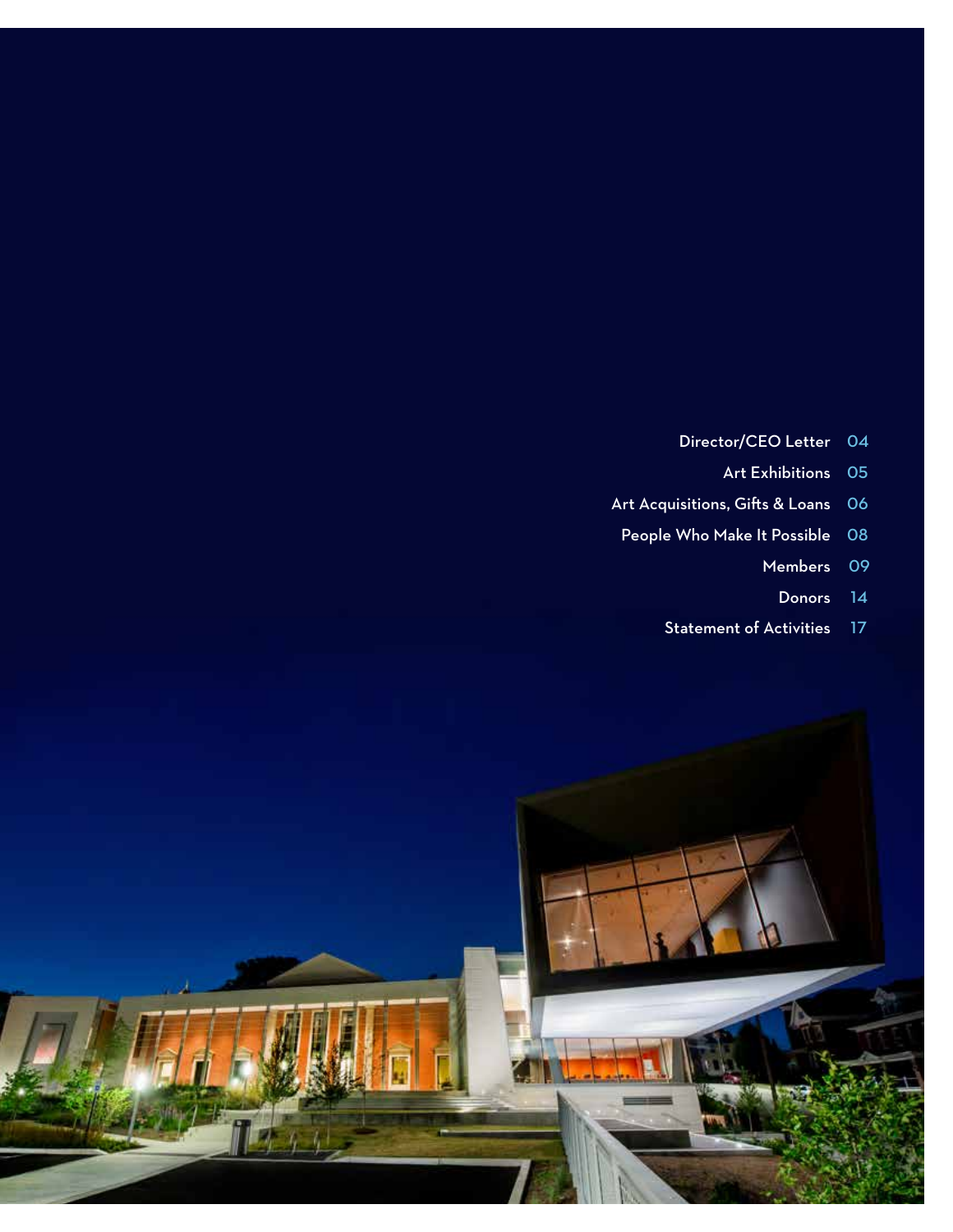| | |
|---|---|
| Director/CEO Letter | 04 |
| Art Exhibitions | 05 |
| Art Acquisitions, Gifts & Loans | 06 |
| People Who Make It Possible | 08 |
| Members | 09 |
| Donors | 14 |
| Statement of Activities | 17 |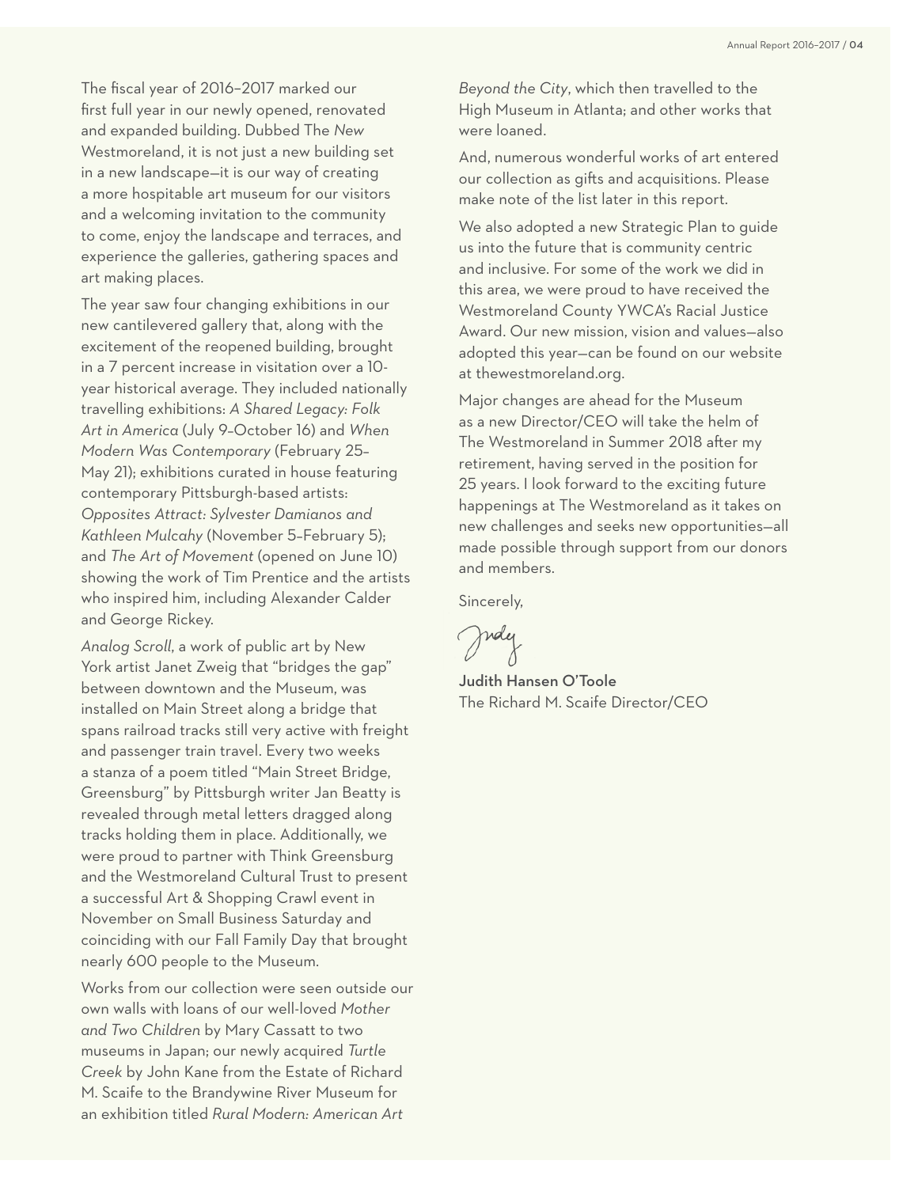The fiscal year of 2016–2017 marked our first full year in our newly opened, renovated and expanded building. Dubbed The *New* Westmoreland, it is not just a new building set in a new landscape—it is our way of creating a more hospitable art museum for our visitors and a welcoming invitation to the community to come, enjoy the landscape and terraces, and experience the galleries, gathering spaces and art making places.

The year saw four changing exhibitions in our new cantilevered gallery that, along with the excitement of the reopened building, brought in a 7 percent increase in visitation over a 10-year historical average. They included nationally travelling exhibitions: *A Shared Legacy: Folk Art in America* (July 9–October 16) and *When Modern Was Contemporary* (February 25–May 21); exhibitions curated in house featuring contemporary Pittsburgh-based artists: *Opposites Attract: Sylvester Damianos and Kathleen Mulcahy* (November 5–February 5); and *The Art of Movement* (opened on June 10) showing the work of Tim Prentice and the artists who inspired him, including Alexander Calder and George Rickey.

*Analog Scroll*, a work of public art by New York artist Janet Zweig that "bridges the gap" between downtown and the Museum, was installed on Main Street along a bridge that spans railroad tracks still very active with freight and passenger train travel. Every two weeks a stanza of a poem titled "Main Street Bridge, Greensburg" by Pittsburgh writer Jan Beatty is revealed through metal letters dragged along tracks holding them in place. Additionally, we were proud to partner with Think Greensburg and the Westmoreland Cultural Trust to present a successful Art & Shopping Crawl event in November on Small Business Saturday and coinciding with our Fall Family Day that brought nearly 600 people to the Museum.

Works from our collection were seen outside our own walls with loans of our well-loved *Mother and Two Children* by Mary Cassatt to two museums in Japan; our newly acquired *Turtle Creek* by John Kane from the Estate of Richard M. Scaife to the Brandywine River Museum for an exhibition titled *Rural Modern: American Art Beyond the City*, which then travelled to the High Museum in Atlanta; and other works that were loaned.

And, numerous wonderful works of art entered our collection as gifts and acquisitions. Please make note of the list later in this report.

We also adopted a new Strategic Plan to guide us into the future that is community centric and inclusive. For some of the work we did in this area, we were proud to have received the Westmoreland County YWCA's Racial Justice Award. Our new mission, vision and values—also adopted this year—can be found on our website at thewestmoreland.org.

Major changes are ahead for the Museum as a new Director/CEO will take the helm of The Westmoreland in Summer 2018 after my retirement, having served in the position for 25 years. I look forward to the exciting future happenings at The Westmoreland as it takes on new challenges and seeks new opportunities—all made possible through support from our donors and members.

Sincerely,

Judy

**Judith Hansen O'Toole**
The Richard M. Scaife Director/CEO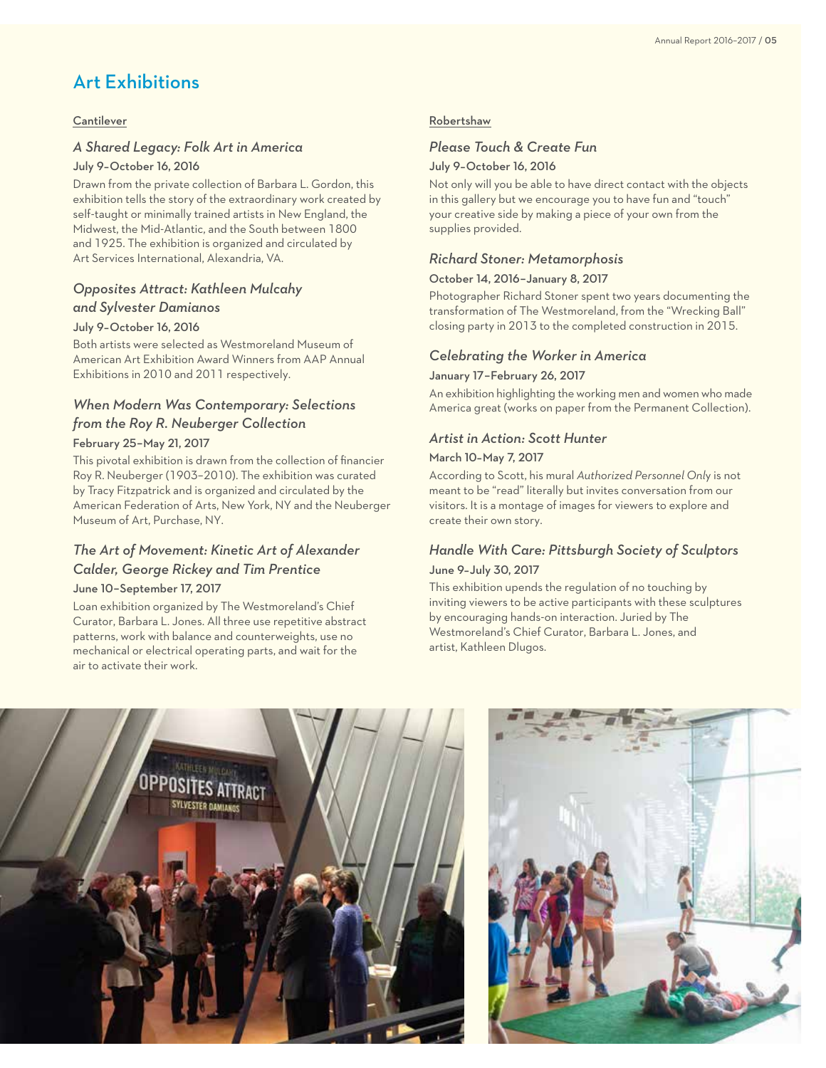# Art Exhibitions

## Cantilever

### *A Shared Legacy: Folk Art in America*

**July 9–October 16, 2016**

Drawn from the private collection of Barbara L. Gordon, this exhibition tells the story of the extraordinary work created by self-taught or minimally trained artists in New England, the Midwest, the Mid-Atlantic, and the South between 1800 and 1925. The exhibition is organized and circulated by Art Services International, Alexandria, VA.

### *Opposites Attract: Kathleen Mulcahy and Sylvester Damianos*

**July 9–October 16, 2016**

Both artists were selected as Westmoreland Museum of American Art Exhibition Award Winners from AAP Annual Exhibitions in 2010 and 2011 respectively.

### *When Modern Was Contemporary: Selections from the Roy R. Neuberger Collection*

**February 25–May 21, 2017**

This pivotal exhibition is drawn from the collection of financier Roy R. Neuberger (1903–2010). The exhibition was curated by Tracy Fitzpatrick and is organized and circulated by the American Federation of Arts, New York, NY and the Neuberger Museum of Art, Purchase, NY.

### *The Art of Movement: Kinetic Art of Alexander Calder, George Rickey and Tim Prentice*

**June 10–September 17, 2017**

Loan exhibition organized by The Westmoreland's Chief Curator, Barbara L. Jones. All three use repetitive abstract patterns, work with balance and counterweights, use no mechanical or electrical operating parts, and wait for the air to activate their work.

## Robertshaw

### *Please Touch & Create Fun*

**July 9–October 16, 2016**

Not only will you be able to have direct contact with the objects in this gallery but we encourage you to have fun and "touch" your creative side by making a piece of your own from the supplies provided.

### *Richard Stoner: Metamorphosis*

**October 14, 2016–January 8, 2017**

Photographer Richard Stoner spent two years documenting the transformation of The Westmoreland, from the "Wrecking Ball" closing party in 2013 to the completed construction in 2015.

### *Celebrating the Worker in America*

**January 17–February 26, 2017**

An exhibition highlighting the working men and women who made America great (works on paper from the Permanent Collection).

### *Artist in Action: Scott Hunter*

**March 10–May 7, 2017**

According to Scott, his mural *Authorized Personnel Only* is not meant to be "read" literally but invites conversation from our visitors. It is a montage of images for viewers to explore and create their own story.

### *Handle With Care: Pittsburgh Society of Sculptors*

**June 9–July 30, 2017**

This exhibition upends the regulation of no touching by inviting viewers to be active participants with these sculptures by encouraging hands-on interaction. Juried by The Westmoreland's Chief Curator, Barbara L. Jones, and artist, Kathleen Dlugos.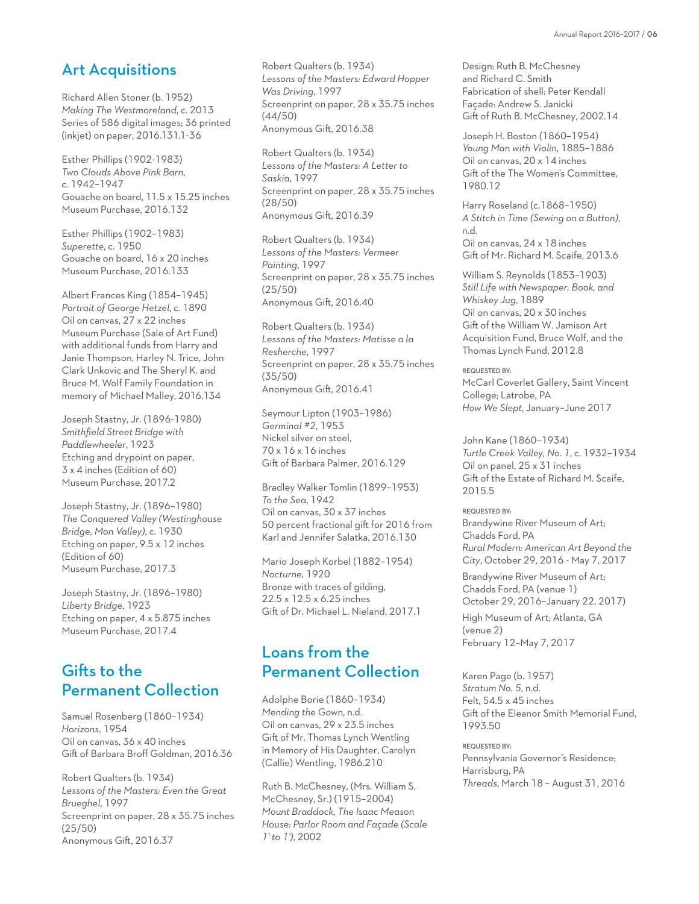## Art Acquisitions

Richard Allen Stoner (b. 1952)
*Making The Westmoreland*, c. 2013
Series of 586 digital images; 36 printed (inkjet) on paper, 2016.131.1-36

Esther Phillips (1902-1983)
*Two Clouds Above Pink Barn*, c. 1942–1947
Gouache on board, 11.5 x 15.25 inches
Museum Purchase, 2016.132

Esther Phillips (1902–1983)
*Superette*, c. 1950
Gouache on board, 16 x 20 inches
Museum Purchase, 2016.133

Albert Frances King (1854–1945)
*Portrait of George Hetzel*, c. 1890
Oil on canvas, 27 x 22 inches
Museum Purchase (Sale of Art Fund) with additional funds from Harry and Janie Thompson, Harley N. Trice, John Clark Unkovic and The Sheryl K. and Bruce M. Wolf Family Foundation in memory of Michael Malley, 2016.134

Joseph Stastny, Jr. (1896-1980)
*Smithfield Street Bridge with Paddlewheeler*, 1923
Etching and drypoint on paper, 3 x 4 inches (Edition of 60)
Museum Purchase, 2017.2

Joseph Stastny, Jr. (1896–1980)
*The Conquered Valley (Westinghouse Bridge, Mon Valley)*, c. 1930
Etching on paper, 9.5 x 12 inches (Edition of 60)
Museum Purchase, 2017.3

Joseph Stastny, Jr. (1896–1980)
*Liberty Bridge*, 1923
Etching on paper, 4 x 5.875 inches
Museum Purchase, 2017.4

## Gifts to the Permanent Collection

Samuel Rosenberg (1860–1934)
*Horizons*, 1954
Oil on canvas, 36 x 40 inches
Gift of Barbara Broff Goldman, 2016.36

Robert Qualters (b. 1934)
*Lessons of the Masters: Even the Great Brueghel*, 1997
Screenprint on paper, 28 x 35.75 inches (25/50)
Anonymous Gift, 2016.37

Robert Qualters (b. 1934)
*Lessons of the Masters: Edward Hopper Was Driving*, 1997
Screenprint on paper, 28 x 35.75 inches (44/50)
Anonymous Gift, 2016.38

Robert Qualters (b. 1934)
*Lessons of the Masters: A Letter to Saskia*, 1997
Screenprint on paper, 28 x 35.75 inches (28/50)
Anonymous Gift, 2016.39

Robert Qualters (b. 1934)
*Lessons of the Masters: Vermeer Painting*, 1997
Screenprint on paper, 28 x 35.75 inches (25/50)
Anonymous Gift, 2016.40

Robert Qualters (b. 1934)
*Lessons of the Masters: Matisse a la Resherche*, 1997
Screenprint on paper, 28 x 35.75 inches (35/50)
Anonymous Gift, 2016.41

Seymour Lipton (1903–1986)
*Germinal #2*, 1953
Nickel silver on steel, 70 x 16 x 16 inches
Gift of Barbara Palmer, 2016.129

Bradley Walker Tomlin (1899–1953)
*To the Sea*, 1942
Oil on canvas, 30 x 37 inches
50 percent fractional gift for 2016 from Karl and Jennifer Salatka, 2016.130

Mario Joseph Korbel (1882–1954)
*Nocturne*, 1920
Bronze with traces of gilding, 22.5 x 12.5 x 6.25 inches
Gift of Dr. Michael L. Nieland, 2017.1

## Loans from the Permanent Collection

Adolphe Borie (1860–1934)
*Mending the Gown*, n.d.
Oil on canvas, 29 x 23.5 inches
Gift of Mr. Thomas Lynch Wentling in Memory of His Daughter, Carolyn (Callie) Wentling, 1986.210

Ruth B. McChesney, (Mrs. William S. McChesney, Sr.) (1915–2004)
*Mount Braddock, The Isaac Meason House: Parlor Room and Façade (Scale 1' to 1')*, 2002
Design: Ruth B. McChesney and Richard C. Smith
Fabrication of shell: Peter Kendall
Façade: Andrew S. Janicki
Gift of Ruth B. McChesney, 2002.14

Joseph H. Boston (1860–1954)
*Young Man with Violin*, 1885–1886
Oil on canvas, 20 x 14 inches
Gift of the The Women's Committee, 1980.12

Harry Roseland (c.1868–1950)
*A Stitch in Time (Sewing on a Button)*, n.d.
Oil on canvas, 24 x 18 inches
Gift of Mr. Richard M. Scaife, 2013.6

William S. Reynolds (1853–1903)
*Still Life with Newspaper, Book, and Whiskey Jug*, 1889
Oil on canvas, 20 x 30 inches
Gift of the William W. Jamison Art Acquisition Fund, Bruce Wolf, and the Thomas Lynch Fund, 2012.8

REQUESTED BY:
McCarl Coverlet Gallery, Saint Vincent College; Latrobe, PA
*How We Slept*, January–June 2017

John Kane (1860–1934)
*Turtle Creek Valley, No. 1*, c. 1932–1934
Oil on panel, 25 x 31 inches
Gift of the Estate of Richard M. Scaife, 2015.5

REQUESTED BY:
Brandywine River Museum of Art; Chadds Ford, PA
*Rural Modern: American Art Beyond the City*, October 29, 2016 - May 7, 2017

Brandywine River Museum of Art; Chadds Ford, PA (venue 1)
October 29, 2016–January 22, 2017)

High Museum of Art; Atlanta, GA (venue 2)
February 12–May 7, 2017

Karen Page (b. 1957)
*Stratum No. 5*, n.d.
Felt, 54.5 x 45 inches
Gift of the Eleanor Smith Memorial Fund, 1993.50

REQUESTED BY:
Pennsylvania Governor's Residence; Harrisburg, PA
*Threads*, March 18 – August 31, 2016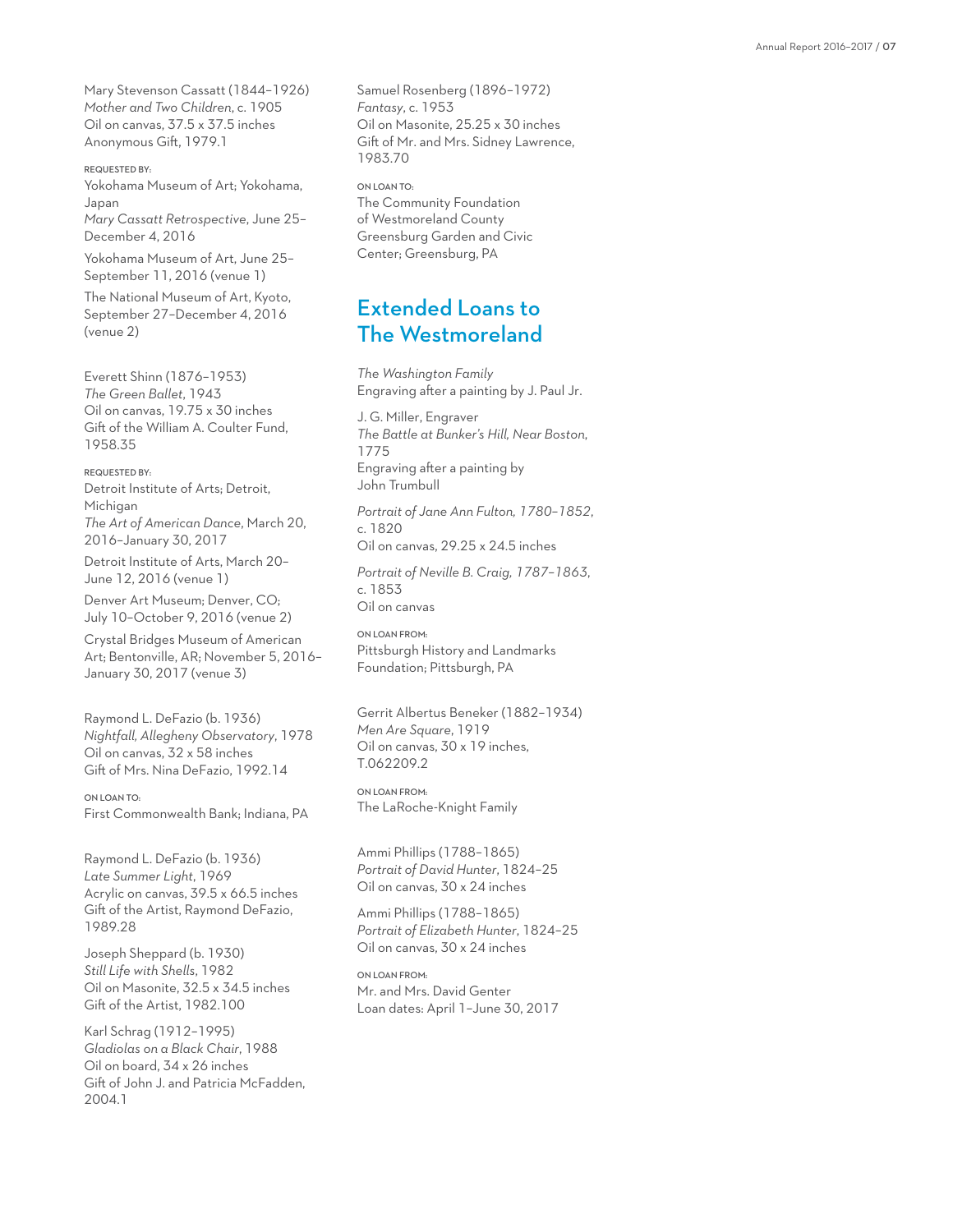Mary Stevenson Cassatt (1844–1926)
*Mother and Two Children*, c. 1905
Oil on canvas, 37.5 x 37.5 inches
Anonymous Gift, 1979.1

REQUESTED BY:
Yokohama Museum of Art; Yokohama, Japan
*Mary Cassatt Retrospective*, June 25–December 4, 2016

Yokohama Museum of Art, June 25–September 11, 2016 (venue 1)

The National Museum of Art, Kyoto, September 27–December 4, 2016 (venue 2)

Everett Shinn (1876–1953)
*The Green Ballet*, 1943
Oil on canvas, 19.75 x 30 inches
Gift of the William A. Coulter Fund, 1958.35

REQUESTED BY:
Detroit Institute of Arts; Detroit, Michigan
*The Art of American Dance*, March 20, 2016–January 30, 2017

Detroit Institute of Arts, March 20–June 12, 2016 (venue 1)

Denver Art Museum; Denver, CO; July 10–October 9, 2016 (venue 2)

Crystal Bridges Museum of American Art; Bentonville, AR; November 5, 2016–January 30, 2017 (venue 3)

Raymond L. DeFazio (b. 1936)
*Nightfall, Allegheny Observatory*, 1978
Oil on canvas, 32 x 58 inches
Gift of Mrs. Nina DeFazio, 1992.14

ON LOAN TO:
First Commonwealth Bank; Indiana, PA

Raymond L. DeFazio (b. 1936)
*Late Summer Light*, 1969
Acrylic on canvas, 39.5 x 66.5 inches
Gift of the Artist, Raymond DeFazio, 1989.28

Joseph Sheppard (b. 1930)
*Still Life with Shells*, 1982
Oil on Masonite, 32.5 x 34.5 inches
Gift of the Artist, 1982.100

Karl Schrag (1912–1995)
*Gladiolas on a Black Chair*, 1988
Oil on board, 34 x 26 inches
Gift of John J. and Patricia McFadden, 2004.1

Samuel Rosenberg (1896–1972)
*Fantasy*, c. 1953
Oil on Masonite, 25.25 x 30 inches
Gift of Mr. and Mrs. Sidney Lawrence, 1983.70

ON LOAN TO:
The Community Foundation of Westmoreland County
Greensburg Garden and Civic Center; Greensburg, PA

## Extended Loans to The Westmoreland

*The Washington Family*
Engraving after a painting by J. Paul Jr.

J. G. Miller, Engraver
*The Battle at Bunker's Hill, Near Boston*, 1775
Engraving after a painting by John Trumbull

*Portrait of Jane Ann Fulton, 1780–1852*, c. 1820
Oil on canvas, 29.25 x 24.5 inches

*Portrait of Neville B. Craig, 1787–1863*, c. 1853
Oil on canvas

ON LOAN FROM:
Pittsburgh History and Landmarks Foundation; Pittsburgh, PA

Gerrit Albertus Beneker (1882–1934)
*Men Are Square*, 1919
Oil on canvas, 30 x 19 inches, T.062209.2

ON LOAN FROM:
The LaRoche-Knight Family

Ammi Phillips (1788–1865)
*Portrait of David Hunter*, 1824–25
Oil on canvas, 30 x 24 inches

Ammi Phillips (1788–1865)
*Portrait of Elizabeth Hunter*, 1824–25
Oil on canvas, 30 x 24 inches

ON LOAN FROM:
Mr. and Mrs. David Genter
Loan dates: April 1–June 30, 2017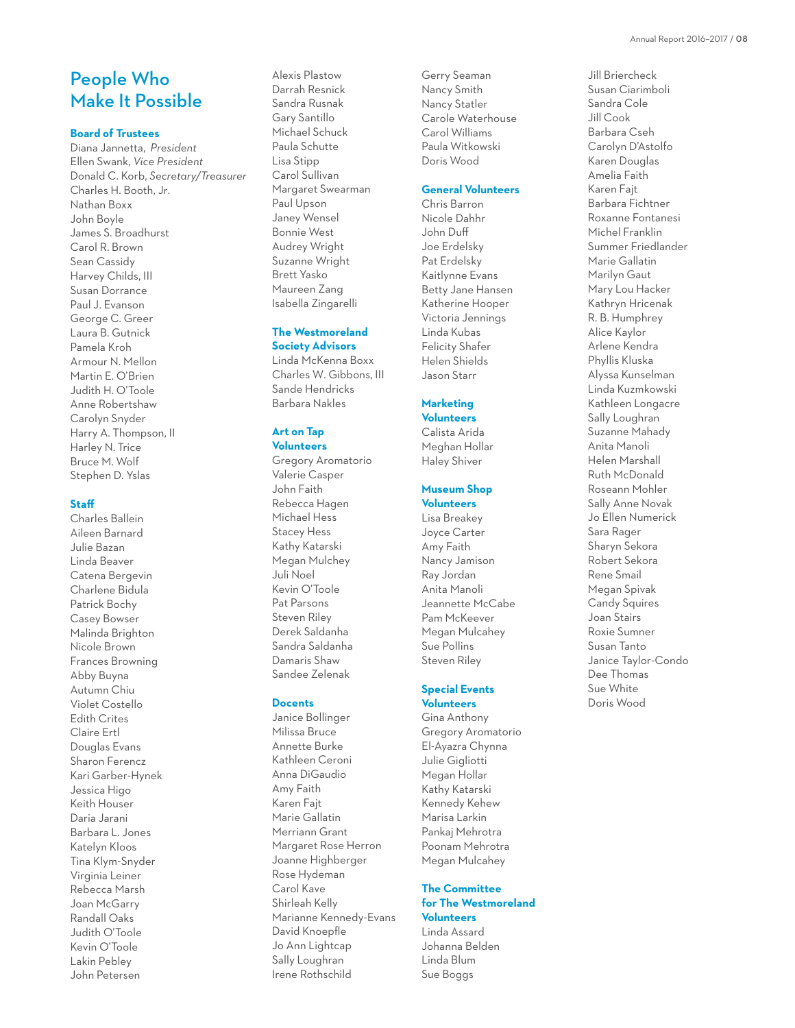# People Who Make It Possible

## Board of Trustees

Diana Jannetta, *President*
Ellen Swank, *Vice President*
Donald C. Korb, *Secretary/Treasurer*
Charles H. Booth, Jr.
Nathan Boxx
John Boyle
James S. Broadhurst
Carol R. Brown
Sean Cassidy
Harvey Childs, III
Susan Dorrance
Paul J. Evanson
George C. Greer
Laura B. Gutnick
Pamela Kroh
Armour N. Mellon
Martin E. O'Brien
Judith H. O'Toole
Anne Robertshaw
Carolyn Snyder
Harry A. Thompson, II
Harley N. Trice
Bruce M. Wolf
Stephen D. Yslas

## Staff

Charles Ballein
Aileen Barnard
Julie Bazan
Linda Beaver
Catena Bergevin
Charlene Bidula
Patrick Bochy
Casey Bowser
Malinda Brighton
Nicole Brown
Frances Browning
Abby Buyna
Autumn Chiu
Violet Costello
Edith Crites
Claire Ertl
Douglas Evans
Sharon Ferencz
Kari Garber-Hynek
Jessica Higo
Keith Houser
Daria Jarani
Barbara L. Jones
Katelyn Kloos
Tina Klym-Snyder
Virginia Leiner
Rebecca Marsh
Joan McGarry
Randall Oaks
Judith O'Toole
Kevin O'Toole
Lakin Pebley
John Petersen
Alexis Plastow
Darrah Resnick
Sandra Rusnak
Gary Santillo
Michael Schuck
Paula Schutte
Lisa Stipp
Carol Sullivan
Margaret Swearman
Paul Upson
Janey Wensel
Bonnie West
Audrey Wright
Suzanne Wright
Brett Yasko
Maureen Zang
Isabella Zingarelli

## The Westmoreland Society Advisors

Linda McKenna Boxx
Charles W. Gibbons, III
Sande Hendricks
Barbara Nakles

## Art on Tap Volunteers

Gregory Aromatorio
Valerie Casper
John Faith
Rebecca Hagen
Michael Hess
Stacey Hess
Kathy Katarski
Megan Mulchey
Juli Noel
Kevin O'Toole
Pat Parsons
Steven Riley
Derek Saldanha
Sandra Saldanha
Damaris Shaw
Sandee Zelenak

## Docents

Janice Bollinger
Milissa Bruce
Annette Burke
Kathleen Ceroni
Anna DiGaudio
Amy Faith
Karen Fajt
Marie Gallatin
Merriann Grant
Margaret Rose Herron
Joanne Highberger
Rose Hydeman
Carol Kave
Shirleah Kelly
Marianne Kennedy-Evans
David Knoepfle
Jo Ann Lightcap
Sally Loughran
Irene Rothschild
Gerry Seaman
Nancy Smith
Nancy Statler
Carole Waterhouse
Carol Williams
Paula Witkowski
Doris Wood

## General Volunteers

Chris Barron
Nicole Dahhr
John Duff
Joe Erdelsky
Pat Erdelsky
Kaitlynne Evans
Betty Jane Hansen
Katherine Hooper
Victoria Jennings
Linda Kubas
Felicity Shafer
Helen Shields
Jason Starr

## Marketing Volunteers

Calista Arida
Meghan Hollar
Haley Shiver

## Museum Shop Volunteers

Lisa Breakey
Joyce Carter
Amy Faith
Nancy Jamison
Ray Jordan
Anita Manoli
Jeannette McCabe
Pam McKeever
Megan Mulcahey
Sue Pollins
Steven Riley

## Special Events Volunteers

Gina Anthony
Gregory Aromatorio
El-Ayazra Chynna
Julie Gigliotti
Megan Hollar
Kathy Katarski
Kennedy Kehew
Marisa Larkin
Pankaj Mehrotra
Poonam Mehrotra
Megan Mulcahey

## The Committee for The Westmoreland Volunteers

Linda Assard
Johanna Belden
Linda Blum
Sue Boggs
Jill Briercheck
Susan Ciarimboli
Sandra Cole
Jill Cook
Barbara Cseh
Carolyn D'Astolfo
Karen Douglas
Amelia Faith
Karen Fajt
Barbara Fichtner
Roxanne Fontanesi
Michel Franklin
Summer Friedlander
Marie Gallatin
Marilyn Gaut
Mary Lou Hacker
Kathryn Hricenak
R. B. Humphrey
Alice Kaylor
Arlene Kendra
Phyllis Kluska
Alyssa Kunselman
Linda Kuzmkowski
Kathleen Longacre
Sally Loughran
Suzanne Mahady
Anita Manoli
Helen Marshall
Ruth McDonald
Roseann Mohler
Sally Anne Novak
Jo Ellen Numerick
Sara Rager
Sharyn Sekora
Robert Sekora
Rene Smail
Megan Spivak
Candy Squires
Joan Stairs
Roxie Sumner
Susan Tanto
Janice Taylor-Condo
Dee Thomas
Sue White
Doris Wood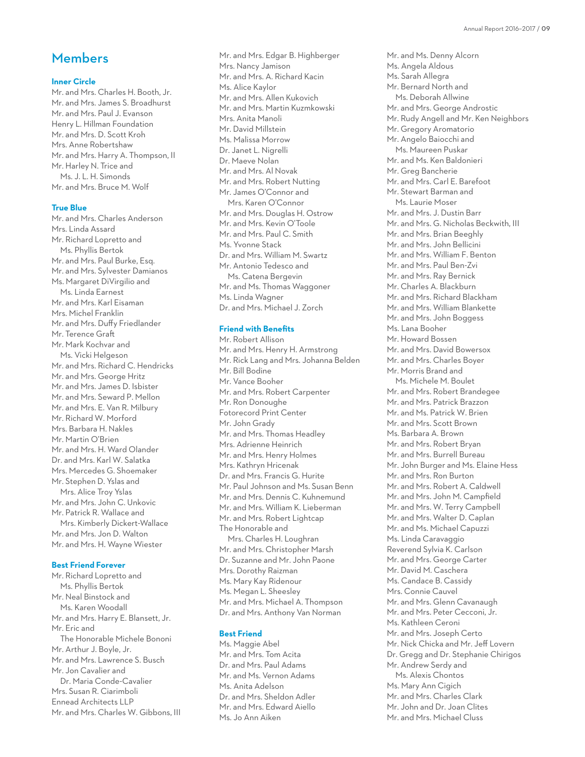## Members

### Inner Circle

Mr. and Mrs. Charles H. Booth, Jr.
Mr. and Mrs. James S. Broadhurst
Mr. and Mrs. Paul J. Evanson
Henry L. Hillman Foundation
Mr. and Mrs. D. Scott Kroh
Mrs. Anne Robertshaw
Mr. and Mrs. Harry A. Thompson, II
Mr. Harley N. Trice and
Ms. J. L. H. Simonds
Mr. and Mrs. Bruce M. Wolf

### True Blue

Mr. and Mrs. Charles Anderson
Mrs. Linda Assard
Mr. Richard Lopretto and
Ms. Phyllis Bertok
Mr. and Mrs. Paul Burke, Esq.
Mr. and Mrs. Sylvester Damianos
Ms. Margaret DiVirgilio and
Ms. Linda Earnest
Mr. and Mrs. Karl Eisaman
Mrs. Michel Franklin
Mr. and Mrs. Duffy Friedlander
Mr. Terence Graft
Mr. Mark Kochvar and
Ms. Vicki Helgeson
Mr. and Mrs. Richard C. Hendricks
Mr. and Mrs. George Hritz
Mr. and Mrs. James D. Isbister
Mr. and Mrs. Seward P. Mellon
Mr. and Mrs. E. Van R. Milbury
Mr. Richard W. Morford
Mrs. Barbara H. Nakles
Mr. Martin O'Brien
Mr. and Mrs. H. Ward Olander
Dr. and Mrs. Karl W. Salatka
Mrs. Mercedes G. Shoemaker
Mr. Stephen D. Yslas and
Mrs. Alice Troy Yslas
Mr. and Mrs. John C. Unkovic
Mr. Patrick R. Wallace and
Mrs. Kimberly Dickert-Wallace
Mr. and Mrs. Jon D. Walton
Mr. and Mrs. H. Wayne Wiester

### Best Friend Forever

Mr. Richard Lopretto and
Ms. Phyllis Bertok
Mr. Neal Binstock and
Ms. Karen Woodall
Mr. and Mrs. Harry E. Blansett, Jr.
Mr. Eric and
The Honorable Michele Bononi
Mr. Arthur J. Boyle, Jr.
Mr. and Mrs. Lawrence S. Busch
Mr. Jon Cavalier and
Dr. Maria Conde-Cavalier
Mrs. Susan R. Ciarimboli
Ennead Architects LLP
Mr. and Mrs. Charles W. Gibbons, III
Mr. and Mrs. Edgar B. Highberger
Mrs. Nancy Jamison
Mr. and Mrs. A. Richard Kacin
Ms. Alice Kaylor
Mr. and Mrs. Allen Kukovich
Mr. and Mrs. Martin Kuzmkowski
Mrs. Anita Manoli
Mr. David Millstein
Ms. Malissa Morrow
Dr. Janet L. Nigrelli
Dr. Maeve Nolan
Mr. and Mrs. Al Novak
Mr. and Mrs. Robert Nutting
Mr. James O'Connor and
Mrs. Karen O'Connor
Mr. and Mrs. Douglas H. Ostrow
Mr. and Mrs. Kevin O'Toole
Mr. and Mrs. Paul C. Smith
Ms. Yvonne Stack
Dr. and Mrs. William M. Swartz
Mr. Antonio Tedesco and
Ms. Catena Bergevin
Mr. and Mrs. Thomas Waggoner
Ms. Linda Wagner
Dr. and Mrs. Michael J. Zorch

### Friend with Benefits

Mr. Robert Allison
Mr. and Mrs. Henry H. Armstrong
Mr. Rick Lang and Mrs. Johanna Belden
Mr. Bill Bodine
Mr. Vance Booher
Mr. and Mrs. Robert Carpenter
Mr. Ron Donoughe
Fotorecord Print Center
Mr. John Grady
Mr. and Mrs. Thomas Headley
Mrs. Adrienne Heinrich
Mr. and Mrs. Henry Holmes
Mrs. Kathryn Hricenak
Dr. and Mrs. Francis G. Hurite
Mr. Paul Johnson and Ms. Susan Benn
Mr. and Mrs. Dennis C. Kuhnemund
Mr. and Mrs. William K. Lieberman
Mr. and Mrs. Robert Lightcap
The Honorable and
Mrs. Charles H. Loughran
Mr. and Mrs. Christopher Marsh
Dr. Suzanne and Mr. John Paone
Mrs. Dorothy Raizman
Ms. Mary Kay Ridenour
Ms. Megan L. Sheesley
Mr. and Mrs. Michael A. Thompson
Dr. and Mrs. Anthony Van Norman

### Best Friend

Ms. Maggie Abel
Mr. and Mrs. Tom Acita
Dr. and Mrs. Paul Adams
Mr. and Ms. Vernon Adams
Ms. Anita Adelson
Dr. and Mrs. Sheldon Adler
Mr. and Mrs. Edward Aiello
Ms. Jo Ann Aiken
Mr. and Ms. Denny Alcorn
Ms. Angela Aldous
Ms. Sarah Allegra
Mr. Bernard North and
Ms. Deborah Allwine
Mr. and Mrs. George Androstic
Mr. Rudy Angell and Mr. Ken Neighbors
Mr. Gregory Aromatorio
Mr. Angelo Baiocchi and
Ms. Maureen Puskar
Mr. and Ms. Ken Baldonieri
Mr. Greg Bancherie
Mr. and Mrs. Carl E. Barefoot
Mr. Stewart Barman and
Ms. Laurie Moser
Mr. and Mrs. J. Dustin Barr
Mr. and Mrs. G. Nicholas Beckwith, III
Mr. and Mrs. Brian Beeghly
Mr. and Mrs. John Bellicini
Mr. and Mrs. William F. Benton
Mr. and Mrs. Paul Ben-Zvi
Mr. and Mrs. Ray Bernick
Mr. Charles A. Blackburn
Mr. and Mrs. Richard Blackham
Mr. and Mrs. William Blankette
Mr. and Mrs. John Boggess
Ms. Lana Booher
Mr. Howard Bossen
Mr. and Mrs. David Bowersox
Mr. and Mrs. Charles Boyer
Mr. Morris Brand and
Ms. Michele M. Boulet
Mr. and Mrs. Robert Brandegee
Mr. and Mrs. Patrick Brazzon
Mr. and Ms. Patrick W. Brien
Mr. and Mrs. Scott Brown
Ms. Barbara A. Brown
Mr. and Mrs. Robert Bryan
Mr. and Mrs. Burrell Bureau
Mr. John Burger and Ms. Elaine Hess
Mr. and Mrs. Ron Burton
Mr. and Mrs. Robert A. Caldwell
Mr. and Mrs. John M. Campfield
Mr. and Mrs. W. Terry Campbell
Mr. and Mrs. Walter D. Caplan
Mr. and Ms. Michael Capuzzi
Ms. Linda Caravaggio
Reverend Sylvia K. Carlson
Mr. and Mrs. George Carter
Mr. David M. Caschera
Ms. Candace B. Cassidy
Mrs. Connie Cauvel
Mr. and Mrs. Glenn Cavanaugh
Mr. and Mrs. Peter Cecconi, Jr.
Ms. Kathleen Ceroni
Mr. and Mrs. Joseph Certo
Mr. Nick Chicka and Mr. Jeff Lovern
Dr. Gregg and Dr. Stephanie Chirigos
Mr. Andrew Serdy and
Ms. Alexis Chontos
Ms. Mary Ann Cigich
Mr. and Mrs. Charles Clark
Mr. John and Dr. Joan Clites
Mr. and Mrs. Michael Cluss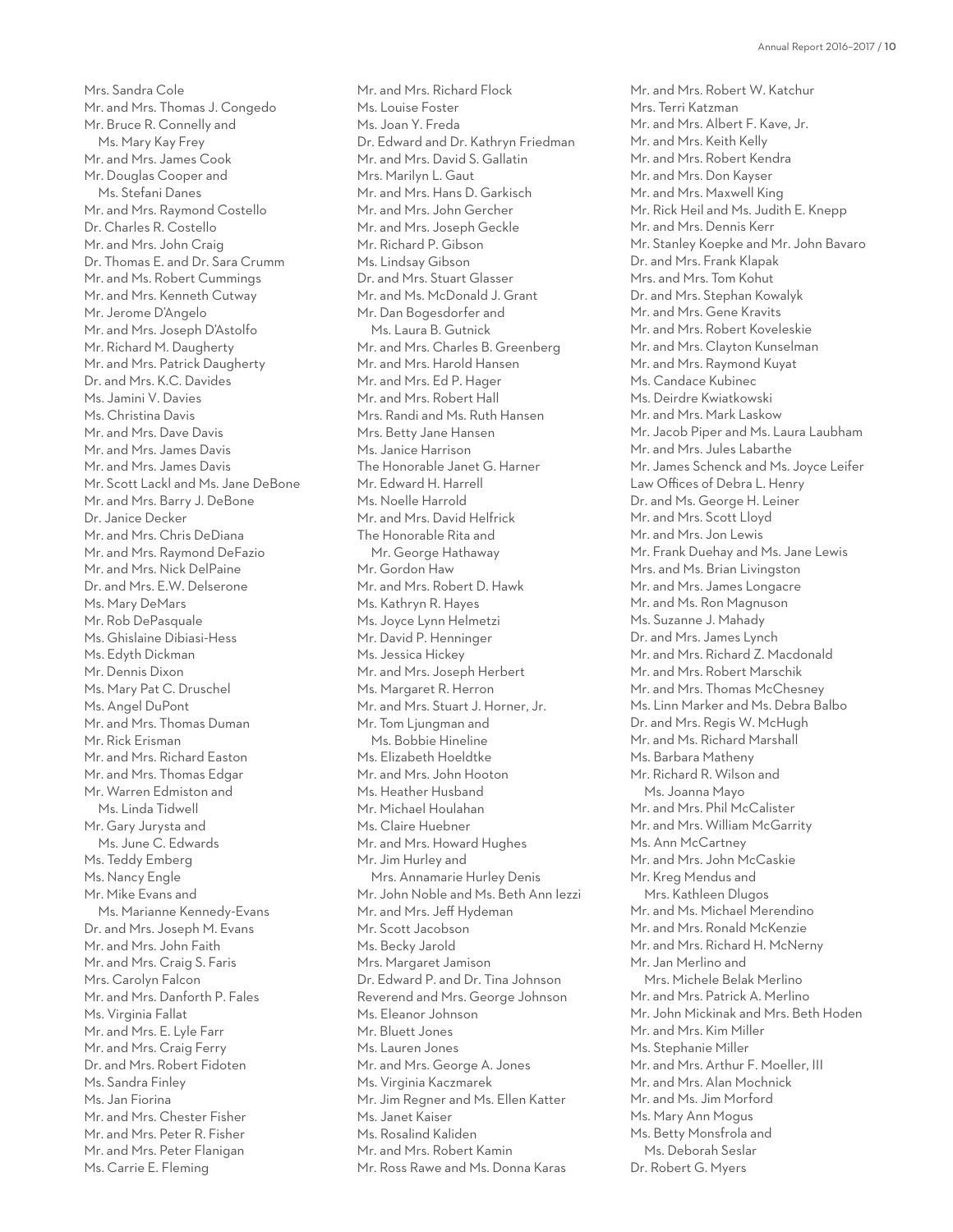Mrs. Sandra Cole
Mr. and Mrs. Thomas J. Congedo
Mr. Bruce R. Connelly and
Ms. Mary Kay Frey
Mr. and Mrs. James Cook
Mr. Douglas Cooper and
Ms. Stefani Danes
Mr. and Mrs. Raymond Costello
Dr. Charles R. Costello
Mr. and Mrs. John Craig
Dr. Thomas E. and Dr. Sara Crumm
Mr. and Ms. Robert Cummings
Mr. and Mrs. Kenneth Cutway
Mr. Jerome D'Angelo
Mr. and Mrs. Joseph D'Astolfo
Mr. Richard M. Daugherty
Mr. and Mrs. Patrick Daugherty
Dr. and Mrs. K.C. Davides
Ms. Jamini V. Davies
Ms. Christina Davis
Mr. and Mrs. Dave Davis
Mr. and Mrs. James Davis
Mr. and Mrs. James Davis
Mr. Scott Lackl and Ms. Jane DeBone
Mr. and Mrs. Barry J. DeBone
Dr. Janice Decker
Mr. and Mrs. Chris DeDiana
Mr. and Mrs. Raymond DeFazio
Mr. and Mrs. Nick DelPaine
Dr. and Mrs. E.W. Delserone
Ms. Mary DeMars
Mr. Rob DePasquale
Ms. Ghislaine Dibiasi-Hess
Ms. Edyth Dickman
Mr. Dennis Dixon
Ms. Mary Pat C. Druschel
Ms. Angel DuPont
Mr. and Mrs. Thomas Duman
Mr. Rick Erisman
Mr. and Mrs. Richard Easton
Mr. and Mrs. Thomas Edgar
Mr. Warren Edmiston and
Ms. Linda Tidwell
Mr. Gary Jurysta and
Ms. June C. Edwards
Ms. Teddy Emberg
Ms. Nancy Engle
Mr. Mike Evans and
Ms. Marianne Kennedy-Evans
Dr. and Mrs. Joseph M. Evans
Mr. and Mrs. John Faith
Mr. and Mrs. Craig S. Faris
Mrs. Carolyn Falcon
Mr. and Mrs. Danforth P. Fales
Ms. Virginia Fallat
Mr. and Mrs. E. Lyle Farr
Mr. and Mrs. Craig Ferry
Dr. and Mrs. Robert Fidoten
Ms. Sandra Finley
Ms. Jan Fiorina
Mr. and Mrs. Chester Fisher
Mr. and Mrs. Peter R. Fisher
Mr. and Mrs. Peter Flanigan
Ms. Carrie E. Fleming
Mr. and Mrs. Richard Flock
Ms. Louise Foster
Ms. Joan Y. Freda
Dr. Edward and Dr. Kathryn Friedman
Mr. and Mrs. David S. Gallatin
Mrs. Marilyn L. Gaut
Mr. and Mrs. Hans D. Garkisch
Mr. and Mrs. John Gercher
Mr. and Mrs. Joseph Geckle
Mr. Richard P. Gibson
Ms. Lindsay Gibson
Dr. and Mrs. Stuart Glasser
Mr. and Ms. McDonald J. Grant
Mr. Dan Bogesdorfer and
Ms. Laura B. Gutnick
Mr. and Mrs. Charles B. Greenberg
Mr. and Mrs. Harold Hansen
Mr. and Mrs. Ed P. Hager
Mr. and Mrs. Robert Hall
Mrs. Randi and Ms. Ruth Hansen
Mrs. Betty Jane Hansen
Ms. Janice Harrison
The Honorable Janet G. Harner
Mr. Edward H. Harrell
Ms. Noelle Harrold
Mr. and Mrs. David Helfrick
The Honorable Rita and
Mr. George Hathaway
Mr. Gordon Haw
Mr. and Mrs. Robert D. Hawk
Ms. Kathryn R. Hayes
Ms. Joyce Lynn Helmetzi
Mr. David P. Henninger
Ms. Jessica Hickey
Mr. and Mrs. Joseph Herbert
Ms. Margaret R. Herron
Mr. and Mrs. Stuart J. Horner, Jr.
Mr. Tom Ljungman and
Ms. Bobbie Hineline
Ms. Elizabeth Hoeldtke
Mr. and Mrs. John Hooton
Ms. Heather Husband
Mr. Michael Houlahan
Ms. Claire Huebner
Mr. and Mrs. Howard Hughes
Mr. Jim Hurley and
Mrs. Annamarie Hurley Denis
Mr. John Noble and Ms. Beth Ann Iezzi
Mr. and Mrs. Jeff Hydeman
Mr. Scott Jacobson
Ms. Becky Jarold
Mrs. Margaret Jamison
Dr. Edward P. and Dr. Tina Johnson
Reverend and Mrs. George Johnson
Ms. Eleanor Johnson
Mr. Bluett Jones
Ms. Lauren Jones
Mr. and Mrs. George A. Jones
Ms. Virginia Kaczmarek
Mr. Jim Regner and Ms. Ellen Katter
Ms. Janet Kaiser
Ms. Rosalind Kaliden
Mr. and Mrs. Robert Kamin
Mr. Ross Rawe and Ms. Donna Karas
Mr. and Mrs. Robert W. Katchur
Mrs. Terri Katzman
Mr. and Mrs. Albert F. Kave, Jr.
Mr. and Mrs. Keith Kelly
Mr. and Mrs. Robert Kendra
Mr. and Mrs. Don Kayser
Mr. and Mrs. Maxwell King
Mr. Rick Heil and Ms. Judith E. Knepp
Mr. and Mrs. Dennis Kerr
Mr. Stanley Koepke and Mr. John Bavaro
Dr. and Mrs. Frank Klapak
Mrs. and Mrs. Tom Kohut
Dr. and Mrs. Stephan Kowalyk
Mr. and Mrs. Gene Kravits
Mr. and Mrs. Robert Koveleskie
Mr. and Mrs. Clayton Kunselman
Mr. and Mrs. Raymond Kuyat
Ms. Candace Kubinec
Ms. Deirdre Kwiatkowski
Mr. and Mrs. Mark Laskow
Mr. Jacob Piper and Ms. Laura Laubham
Mr. and Mrs. Jules Labarthe
Mr. James Schenck and Ms. Joyce Leifer
Law Offices of Debra L. Henry
Dr. and Ms. George H. Leiner
Mr. and Mrs. Scott Lloyd
Mr. and Mrs. Jon Lewis
Mr. Frank Duehay and Ms. Jane Lewis
Mrs. and Ms. Brian Livingston
Mr. and Mrs. James Longacre
Mr. and Ms. Ron Magnuson
Ms. Suzanne J. Mahady
Dr. and Mrs. James Lynch
Mr. and Mrs. Richard Z. Macdonald
Mr. and Mrs. Robert Marschik
Mr. and Mrs. Thomas McChesney
Ms. Linn Marker and Ms. Debra Balbo
Dr. and Mrs. Regis W. McHugh
Mr. and Ms. Richard Marshall
Ms. Barbara Matheny
Mr. Richard R. Wilson and
Ms. Joanna Mayo
Mr. and Mrs. Phil McCalister
Mr. and Mrs. William McGarrity
Ms. Ann McCartney
Mr. and Mrs. John McCaskie
Mr. Kreg Mendus and
Mrs. Kathleen Dlugos
Mr. and Ms. Michael Merendino
Mr. and Mrs. Ronald McKenzie
Mr. and Mrs. Richard H. McNerny
Mr. Jan Merlino and
Mrs. Michele Belak Merlino
Mr. and Mrs. Patrick A. Merlino
Mr. John Mickinak and Mrs. Beth Hoden
Mr. and Mrs. Kim Miller
Ms. Stephanie Miller
Mr. and Mrs. Arthur F. Moeller, III
Mr. and Mrs. Alan Mochnick
Mr. and Ms. Jim Morford
Ms. Mary Ann Mogus
Ms. Betty Monsfrola and
Ms. Deborah Seslar
Dr. Robert G. Myers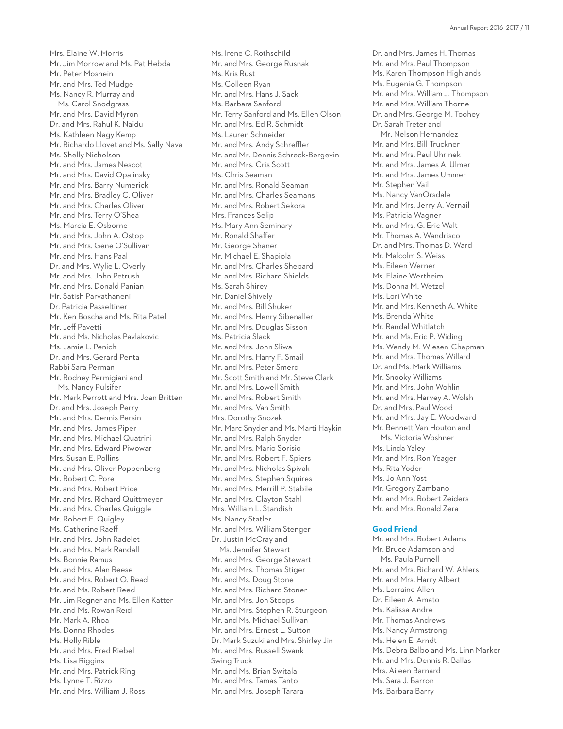Mrs. Elaine W. Morris
Mr. Jim Morrow and Ms. Pat Hebda
Mr. Peter Moshein
Mr. and Mrs. Ted Mudge
Ms. Nancy R. Murray and Ms. Carol Snodgrass
Mr. and Mrs. David Myron
Dr. and Mrs. Rahul K. Naidu
Ms. Kathleen Nagy Kemp
Mr. Richardo Llovet and Ms. Sally Nava
Ms. Shelly Nicholson
Mr. and Mrs. James Nescot
Mr. and Mrs. David Opalinsky
Mr. and Mrs. Barry Numerick
Mr. and Mrs. Bradley C. Oliver
Mr. and Mrs. Charles Oliver
Mr. and Mrs. Terry O'Shea
Ms. Marcia E. Osborne
Mr. and Mrs. John A. Ostop
Mr. and Mrs. Gene O'Sullivan
Mr. and Mrs. Hans Paal
Dr. and Mrs. Wylie L. Overly
Mr. and Mrs. John Petrush
Mr. and Mrs. Donald Panian
Mr. Satish Parvathaneni
Dr. Patricia Passeltiner
Mr. Ken Boscha and Ms. Rita Patel
Mr. Jeff Pavetti
Mr. and Ms. Nicholas Pavlakovic
Ms. Jamie L. Penich
Dr. and Mrs. Gerard Penta
Rabbi Sara Perman
Mr. Rodney Permigiani and Ms. Nancy Pulsifer
Mr. Mark Perrott and Mrs. Joan Britten
Dr. and Mrs. Joseph Perry
Mr. and Mrs. Dennis Persin
Mr. and Mrs. James Piper
Mr. and Mrs. Michael Quatrini
Mr. and Mrs. Edward Piwowar
Mrs. Susan E. Pollins
Mr. and Mrs. Oliver Poppenberg
Mr. Robert C. Pore
Mr. and Mrs. Robert Price
Mr. and Mrs. Richard Quittmeyer
Mr. and Mrs. Charles Quiggle
Mr. Robert E. Quigley
Ms. Catherine Raeff
Mr. and Mrs. John Radelet
Mr. and Mrs. Mark Randall
Ms. Bonnie Ramus
Mr. and Mrs. Alan Reese
Mr. and Mrs. Robert O. Read
Mr. and Ms. Robert Reed
Mr. Jim Regner and Ms. Ellen Katter
Mr. and Ms. Rowan Reid
Mr. Mark A. Rhoa
Ms. Donna Rhodes
Ms. Holly Rible
Mr. and Mrs. Fred Riebel
Ms. Lisa Riggins
Mr. and Mrs. Patrick Ring
Ms. Lynne T. Rizzo
Mr. and Mrs. William J. Ross
Ms. Irene C. Rothschild
Mr. and Mrs. George Rusnak
Ms. Kris Rust
Ms. Colleen Ryan
Mr. and Mrs. Hans J. Sack
Ms. Barbara Sanford
Mr. Terry Sanford and Ms. Ellen Olson
Mr. and Mrs. Ed R. Schmidt
Ms. Lauren Schneider
Mr. and Mrs. Andy Schreffler
Mr. and Mr. Dennis Schreck-Bergevin
Mr. and Mrs. Cris Scott
Ms. Chris Seaman
Mr. and Mrs. Ronald Seaman
Mr. and Mrs. Charles Seamans
Mr. and Mrs. Robert Sekora
Mrs. Frances Selip
Ms. Mary Ann Seminary
Mr. Ronald Shaffer
Mr. George Shaner
Mr. Michael E. Shapiola
Mr. and Mrs. Charles Shepard
Mr. and Mrs. Richard Shields
Ms. Sarah Shirey
Mr. Daniel Shively
Mr. and Mrs. Bill Shuker
Mr. and Mrs. Henry Sibenaller
Mr. and Mrs. Douglas Sisson
Ms. Patricia Slack
Mr. and Mrs. John Sliwa
Mr. and Mrs. Harry F. Smail
Mr. and Mrs. Peter Smerd
Mr. Scott Smith and Mr. Steve Clark
Mr. and Mrs. Lowell Smith
Mr. and Mrs. Robert Smith
Mr. and Mrs. Van Smith
Mrs. Dorothy Snozek
Mr. Marc Snyder and Ms. Marti Haykin
Mr. and Mrs. Ralph Snyder
Mr. and Mrs. Mario Sorisio
Mr. and Mrs. Robert F. Spiers
Mr. and Mrs. Nicholas Spivak
Mr. and Mrs. Stephen Squires
Mr. and Mrs. Merrill P. Stabile
Mr. and Mrs. Clayton Stahl
Mrs. William L. Standish
Ms. Nancy Statler
Mr. and Mrs. William Stenger
Dr. Justin McCray and Ms. Jennifer Stewart
Mr. and Mrs. George Stewart
Mr. and Mrs. Thomas Stiger
Mr. and Ms. Doug Stone
Mr. and Mrs. Richard Stoner
Mr. and Mrs. Jon Stoops
Mr. and Mrs. Stephen R. Sturgeon
Mr. and Ms. Michael Sullivan
Mr. and Mrs. Ernest L. Sutton
Dr. Mark Suzuki and Mrs. Shirley Jin
Mr. and Mrs. Russell Swank
Swing Truck
Mr. and Mrs. Brian Switala
Mr. and Mrs. Tamas Tanto
Mr. and Mrs. Joseph Tarara
Dr. and Mrs. James H. Thomas
Mr. and Mrs. Paul Thompson
Ms. Karen Thompson Highlands
Ms. Eugenia G. Thompson
Mr. and Mrs. William J. Thompson
Mr. and Mrs. William Thorne
Dr. and Mrs. George M. Toohey
Dr. Sarah Treter and Mr. Nelson Hernandez
Mr. and Mrs. Bill Truckner
Mr. and Mrs. Paul Uhrinek
Mr. and Mrs. James A. Ulmer
Mr. and Mrs. James Ummer
Mr. Stephen Vail
Ms. Nancy VanOrsdale
Mr. and Mrs. Jerry A. Vernail
Ms. Patricia Wagner
Mr. and Mrs. G. Eric Walt
Mr. Thomas A. Wandrisco
Dr. and Mrs. Thomas D. Ward
Mr. Malcolm S. Weiss
Ms. Eileen Werner
Ms. Elaine Wertheim
Ms. Donna M. Wetzel
Ms. Lori White
Mr. and Mrs. Kenneth A. White
Ms. Brenda White
Mr. Randal Whitlatch
Mr. and Ms. Eric P. Widing
Ms. Wendy M. Wiesen-Chapman
Mr. and Mrs. Thomas Willard
Dr. and Ms. Mark Williams
Mr. Snooky Williams
Mr. and Mrs. John Wohlin
Mr. and Mrs. Harvey A. Wolsh
Dr. and Mrs. Paul Wood
Mr. and Mrs. Jay E. Woodward
Mr. Bennett Van Houton and Ms. Victoria Woshner
Ms. Linda Yaley
Mr. and Mrs. Ron Yeager
Ms. Rita Yoder
Ms. Jo Ann Yost
Mr. Gregory Zambano
Mr. and Mrs. Robert Zeiders
Mr. and Mrs. Ronald Zera

## Good Friend

Mr. and Mrs. Robert Adams
Mr. Bruce Adamson and Ms. Paula Purnell
Mr. and Mrs. Richard W. Ahlers
Mr. and Mrs. Harry Albert
Ms. Lorraine Allen
Dr. Eileen A. Amato
Ms. Kalissa Andre
Mr. Thomas Andrews
Ms. Nancy Armstrong
Ms. Helen E. Arndt
Ms. Debra Balbo and Ms. Linn Marker
Mr. and Mrs. Dennis R. Ballas
Mrs. Aileen Barnard
Ms. Sara J. Barron
Ms. Barbara Barry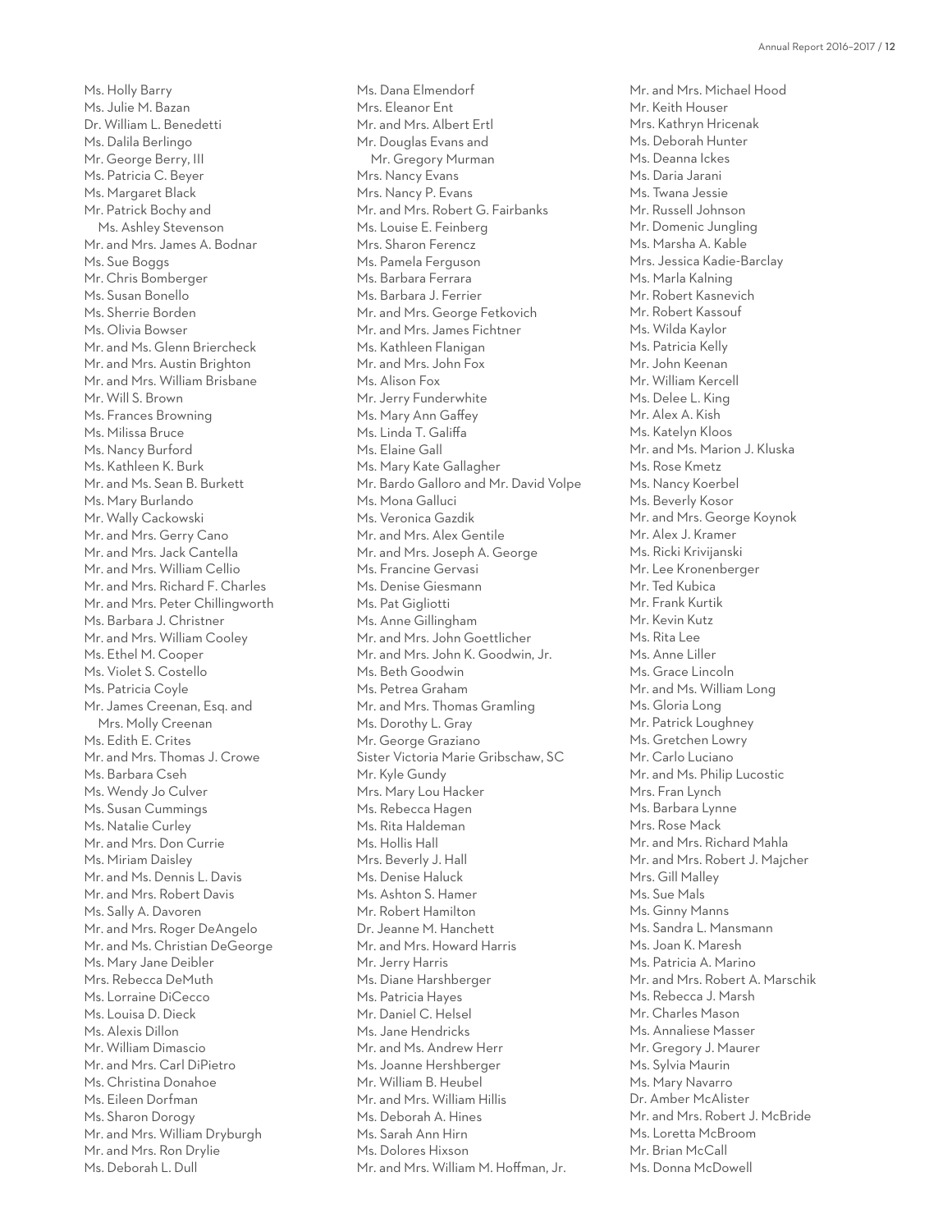Ms. Holly Barry
Ms. Julie M. Bazan
Dr. William L. Benedetti
Ms. Dalila Berlingo
Mr. George Berry, III
Ms. Patricia C. Beyer
Ms. Margaret Black
Mr. Patrick Bochy and
Ms. Ashley Stevenson
Mr. and Mrs. James A. Bodnar
Ms. Sue Boggs
Mr. Chris Bomberger
Ms. Susan Bonello
Ms. Sherrie Borden
Ms. Olivia Bowser
Mr. and Ms. Glenn Briercheck
Mr. and Mrs. Austin Brighton
Mr. and Mrs. William Brisbane
Mr. Will S. Brown
Ms. Frances Browning
Ms. Milissa Bruce
Ms. Nancy Burford
Ms. Kathleen K. Burk
Mr. and Ms. Sean B. Burkett
Ms. Mary Burlando
Mr. Wally Cackowski
Mr. and Mrs. Gerry Cano
Mr. and Mrs. Jack Cantella
Mr. and Mrs. William Cellio
Mr. and Mrs. Richard F. Charles
Mr. and Mrs. Peter Chillingworth
Ms. Barbara J. Christner
Mr. and Mrs. William Cooley
Ms. Ethel M. Cooper
Ms. Violet S. Costello
Ms. Patricia Coyle
Mr. James Creenan, Esq. and
Mrs. Molly Creenan
Ms. Edith E. Crites
Mr. and Mrs. Thomas J. Crowe
Ms. Barbara Cseh
Ms. Wendy Jo Culver
Ms. Susan Cummings
Ms. Natalie Curley
Mr. and Mrs. Don Currie
Ms. Miriam Daisley
Mr. and Ms. Dennis L. Davis
Mr. and Mrs. Robert Davis
Ms. Sally A. Davoren
Mr. and Mrs. Roger DeAngelo
Mr. and Ms. Christian DeGeorge
Ms. Mary Jane Deibler
Mrs. Rebecca DeMuth
Ms. Lorraine DiCecco
Ms. Louisa D. Dieck
Ms. Alexis Dillon
Mr. William Dimascio
Mr. and Mrs. Carl DiPietro
Ms. Christina Donahoe
Ms. Eileen Dorfman
Ms. Sharon Dorogy
Mr. and Mrs. William Dryburgh
Mr. and Mrs. Ron Drylie
Ms. Deborah L. Dull
Ms. Dana Elmendorf
Mrs. Eleanor Ent
Mr. and Mrs. Albert Ertl
Mr. Douglas Evans and
Mr. Gregory Murman
Mrs. Nancy Evans
Mrs. Nancy P. Evans
Mr. and Mrs. Robert G. Fairbanks
Ms. Louise E. Feinberg
Mrs. Sharon Ferencz
Ms. Pamela Ferguson
Ms. Barbara Ferrara
Ms. Barbara J. Ferrier
Mr. and Mrs. George Fetkovich
Mr. and Mrs. James Fichtner
Ms. Kathleen Flanigan
Mr. and Mrs. John Fox
Ms. Alison Fox
Mr. Jerry Funderwhite
Ms. Mary Ann Gaffey
Ms. Linda T. Galiffa
Ms. Elaine Gall
Ms. Mary Kate Gallagher
Mr. Bardo Galloro and Mr. David Volpe
Ms. Mona Galluci
Ms. Veronica Gazdik
Mr. and Mrs. Alex Gentile
Mr. and Mrs. Joseph A. George
Ms. Francine Gervasi
Ms. Denise Giesmann
Ms. Pat Gigliotti
Ms. Anne Gillingham
Mr. and Mrs. John Goettlicher
Mr. and Mrs. John K. Goodwin, Jr.
Ms. Beth Goodwin
Ms. Petrea Graham
Mr. and Mrs. Thomas Gramling
Ms. Dorothy L. Gray
Mr. George Graziano
Sister Victoria Marie Gribschaw, SC
Mr. Kyle Gundy
Mrs. Mary Lou Hacker
Ms. Rebecca Hagen
Ms. Rita Haldeman
Ms. Hollis Hall
Mrs. Beverly J. Hall
Ms. Denise Haluck
Ms. Ashton S. Hamer
Mr. Robert Hamilton
Dr. Jeanne M. Hanchett
Mr. and Mrs. Howard Harris
Mr. Jerry Harris
Ms. Diane Harshberger
Ms. Patricia Hayes
Mr. Daniel C. Helsel
Ms. Jane Hendricks
Mr. and Ms. Andrew Herr
Ms. Joanne Hershberger
Mr. William B. Heubel
Mr. and Mrs. William Hillis
Ms. Deborah A. Hines
Ms. Sarah Ann Hirn
Ms. Dolores Hixson
Mr. and Mrs. William M. Hoffman, Jr.
Mr. and Mrs. Michael Hood
Mr. Keith Houser
Mrs. Kathryn Hricenak
Ms. Deborah Hunter
Ms. Deanna Ickes
Ms. Daria Jarani
Ms. Twana Jessie
Mr. Russell Johnson
Mr. Domenic Jungling
Ms. Marsha A. Kable
Mrs. Jessica Kadie-Barclay
Ms. Marla Kalning
Mr. Robert Kasnevich
Mr. Robert Kassouf
Ms. Wilda Kaylor
Ms. Patricia Kelly
Mr. John Keenan
Mr. William Kercell
Ms. Delee L. King
Mr. Alex A. Kish
Ms. Katelyn Kloos
Mr. and Ms. Marion J. Kluska
Ms. Rose Kmetz
Ms. Nancy Koerbel
Ms. Beverly Kosor
Mr. and Mrs. George Koynok
Mr. Alex J. Kramer
Ms. Ricki Krivijanski
Mr. Lee Kronenberger
Mr. Ted Kubica
Mr. Frank Kurtik
Mr. Kevin Kutz
Ms. Rita Lee
Ms. Anne Liller
Ms. Grace Lincoln
Mr. and Ms. William Long
Ms. Gloria Long
Mr. Patrick Loughney
Ms. Gretchen Lowry
Mr. Carlo Luciano
Mr. and Ms. Philip Lucostic
Mrs. Fran Lynch
Ms. Barbara Lynne
Mrs. Rose Mack
Mr. and Mrs. Richard Mahla
Mr. and Mrs. Robert J. Majcher
Mrs. Gill Malley
Ms. Sue Mals
Ms. Ginny Manns
Ms. Sandra L. Mansmann
Ms. Joan K. Maresh
Ms. Patricia A. Marino
Mr. and Mrs. Robert A. Marschik
Ms. Rebecca J. Marsh
Mr. Charles Mason
Ms. Annaliese Masser
Mr. Gregory J. Maurer
Ms. Sylvia Maurin
Ms. Mary Navarro
Dr. Amber McAlister
Mr. and Mrs. Robert J. McBride
Ms. Loretta McBroom
Mr. Brian McCall
Ms. Donna McDowell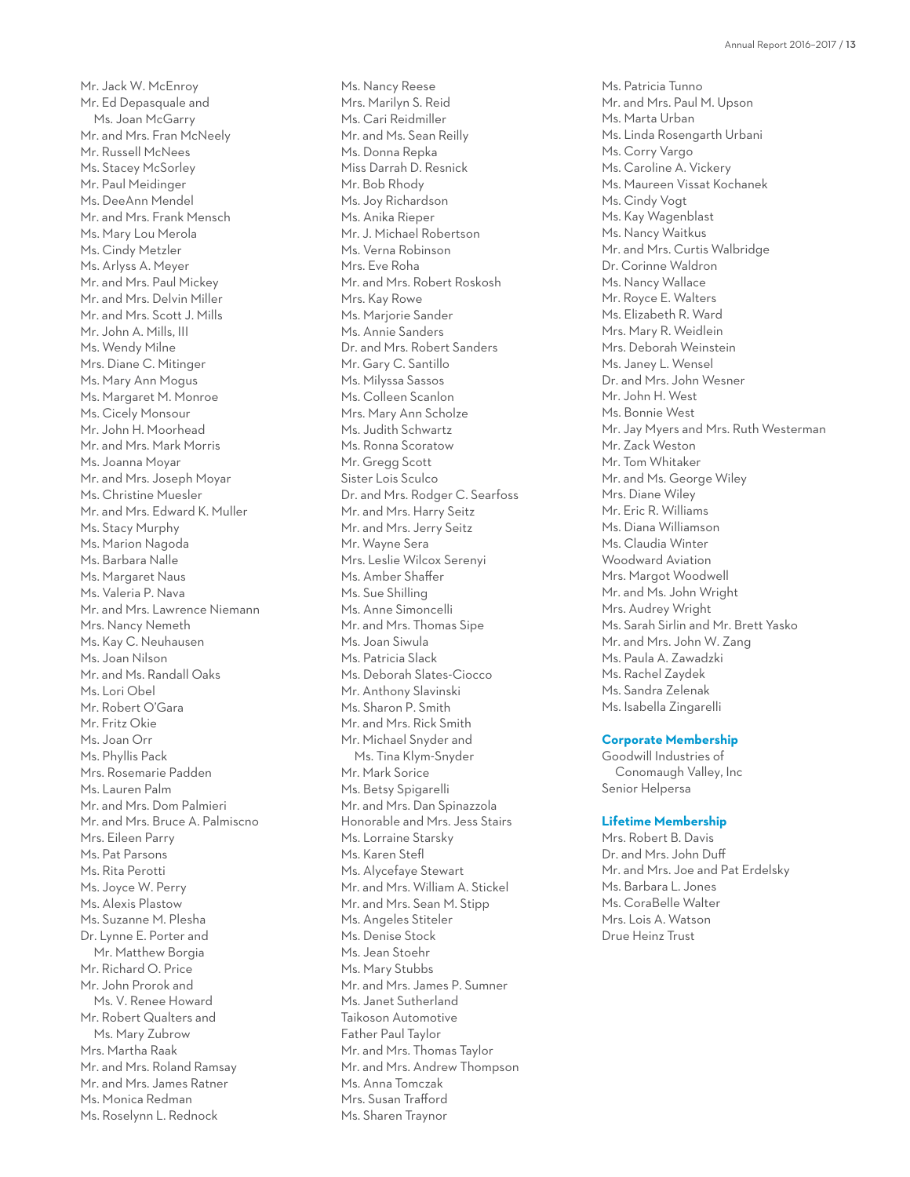Mr. Jack W. McEnroy
Mr. Ed Depasquale and
Ms. Joan McGarry
Mr. and Mrs. Fran McNeely
Mr. Russell McNees
Ms. Stacey McSorley
Mr. Paul Meidinger
Ms. DeeAnn Mendel
Mr. and Mrs. Frank Mensch
Ms. Mary Lou Merola
Ms. Cindy Metzler
Ms. Arlyss A. Meyer
Mr. and Mrs. Paul Mickey
Mr. and Mrs. Delvin Miller
Mr. and Mrs. Scott J. Mills
Mr. John A. Mills, III
Ms. Wendy Milne
Mrs. Diane C. Mitinger
Ms. Mary Ann Mogus
Ms. Margaret M. Monroe
Ms. Cicely Monsour
Mr. John H. Moorhead
Mr. and Mrs. Mark Morris
Ms. Joanna Moyar
Mr. and Mrs. Joseph Moyar
Ms. Christine Muesler
Mr. and Mrs. Edward K. Muller
Ms. Stacy Murphy
Ms. Marion Nagoda
Ms. Barbara Nalle
Ms. Margaret Naus
Ms. Valeria P. Nava
Mr. and Mrs. Lawrence Niemann
Mrs. Nancy Nemeth
Ms. Kay C. Neuhausen
Ms. Joan Nilson
Mr. and Ms. Randall Oaks
Ms. Lori Obel
Mr. Robert O'Gara
Mr. Fritz Okie
Ms. Joan Orr
Ms. Phyllis Pack
Mrs. Rosemarie Padden
Ms. Lauren Palm
Mr. and Mrs. Dom Palmieri
Mr. and Mrs. Bruce A. Palmiscno
Mrs. Eileen Parry
Ms. Pat Parsons
Ms. Rita Perotti
Ms. Joyce W. Perry
Ms. Alexis Plastow
Ms. Suzanne M. Plesha
Dr. Lynne E. Porter and
Mr. Matthew Borgia
Mr. Richard O. Price
Mr. John Prorok and
Ms. V. Renee Howard
Mr. Robert Qualters and
Ms. Mary Zubrow
Mrs. Martha Raak
Mr. and Mrs. Roland Ramsay
Mr. and Mrs. James Ratner
Ms. Monica Redman
Ms. Roselynn L. Rednock
Ms. Nancy Reese
Mrs. Marilyn S. Reid
Ms. Cari Reidmiller
Mr. and Ms. Sean Reilly
Ms. Donna Repka
Miss Darrah D. Resnick
Mr. Bob Rhody
Ms. Joy Richardson
Ms. Anika Rieper
Mr. J. Michael Robertson
Ms. Verna Robinson
Mrs. Eve Roha
Mr. and Mrs. Robert Roskosh
Mrs. Kay Rowe
Ms. Marjorie Sander
Ms. Annie Sanders
Dr. and Mrs. Robert Sanders
Mr. Gary C. Santillo
Ms. Milyssa Sassos
Ms. Colleen Scanlon
Mrs. Mary Ann Scholze
Ms. Judith Schwartz
Ms. Ronna Scoratow
Mr. Gregg Scott
Sister Lois Sculco
Dr. and Mrs. Rodger C. Searfoss
Mr. and Mrs. Harry Seitz
Mr. and Mrs. Jerry Seitz
Mr. Wayne Sera
Mrs. Leslie Wilcox Serenyi
Ms. Amber Shaffer
Ms. Sue Shilling
Ms. Anne Simoncelli
Mr. and Mrs. Thomas Sipe
Ms. Joan Siwula
Ms. Patricia Slack
Ms. Deborah Slates-Ciocco
Mr. Anthony Slavinski
Ms. Sharon P. Smith
Mr. and Mrs. Rick Smith
Mr. Michael Snyder and
Ms. Tina Klym-Snyder
Mr. Mark Sorice
Ms. Betsy Spigarelli
Mr. and Mrs. Dan Spinazzola
Honorable and Mrs. Jess Stairs
Ms. Lorraine Starsky
Ms. Karen Stefl
Ms. Alycefaye Stewart
Mr. and Mrs. William A. Stickel
Mr. and Mrs. Sean M. Stipp
Ms. Angeles Stiteler
Ms. Denise Stock
Ms. Jean Stoehr
Ms. Mary Stubbs
Mr. and Mrs. James P. Sumner
Ms. Janet Sutherland
Taikoson Automotive
Father Paul Taylor
Mr. and Mrs. Thomas Taylor
Mr. and Mrs. Andrew Thompson
Ms. Anna Tomczak
Mrs. Susan Trafford
Ms. Sharen Traynor
Ms. Patricia Tunno
Mr. and Mrs. Paul M. Upson
Ms. Marta Urban
Ms. Linda Rosengarth Urbani
Ms. Corry Vargo
Ms. Caroline A. Vickery
Ms. Maureen Vissat Kochanek
Ms. Cindy Vogt
Ms. Kay Wagenblast
Ms. Nancy Waitkus
Mr. and Mrs. Curtis Walbridge
Dr. Corinne Waldron
Ms. Nancy Wallace
Mr. Royce E. Walters
Ms. Elizabeth R. Ward
Mrs. Mary R. Weidlein
Mrs. Deborah Weinstein
Ms. Janey L. Wensel
Dr. and Mrs. John Wesner
Mr. John H. West
Ms. Bonnie West
Mr. Jay Myers and Mrs. Ruth Westerman
Mr. Zack Weston
Mr. Tom Whitaker
Mr. and Ms. George Wiley
Mrs. Diane Wiley
Mr. Eric R. Williams
Ms. Diana Williamson
Ms. Claudia Winter
Woodward Aviation
Mrs. Margot Woodwell
Mr. and Ms. John Wright
Mrs. Audrey Wright
Ms. Sarah Sirlin and Mr. Brett Yasko
Mr. and Mrs. John W. Zang
Ms. Paula A. Zawadzki
Ms. Rachel Zaydek
Ms. Sandra Zelenak
Ms. Isabella Zingarelli

## Corporate Membership

Goodwill Industries of
Conomaugh Valley, Inc
Senior Helpersa

## Lifetime Membership

Mrs. Robert B. Davis
Dr. and Mrs. John Duff
Mr. and Mrs. Joe and Pat Erdelsky
Ms. Barbara L. Jones
Ms. CoraBelle Walter
Mrs. Lois A. Watson
Drue Heinz Trust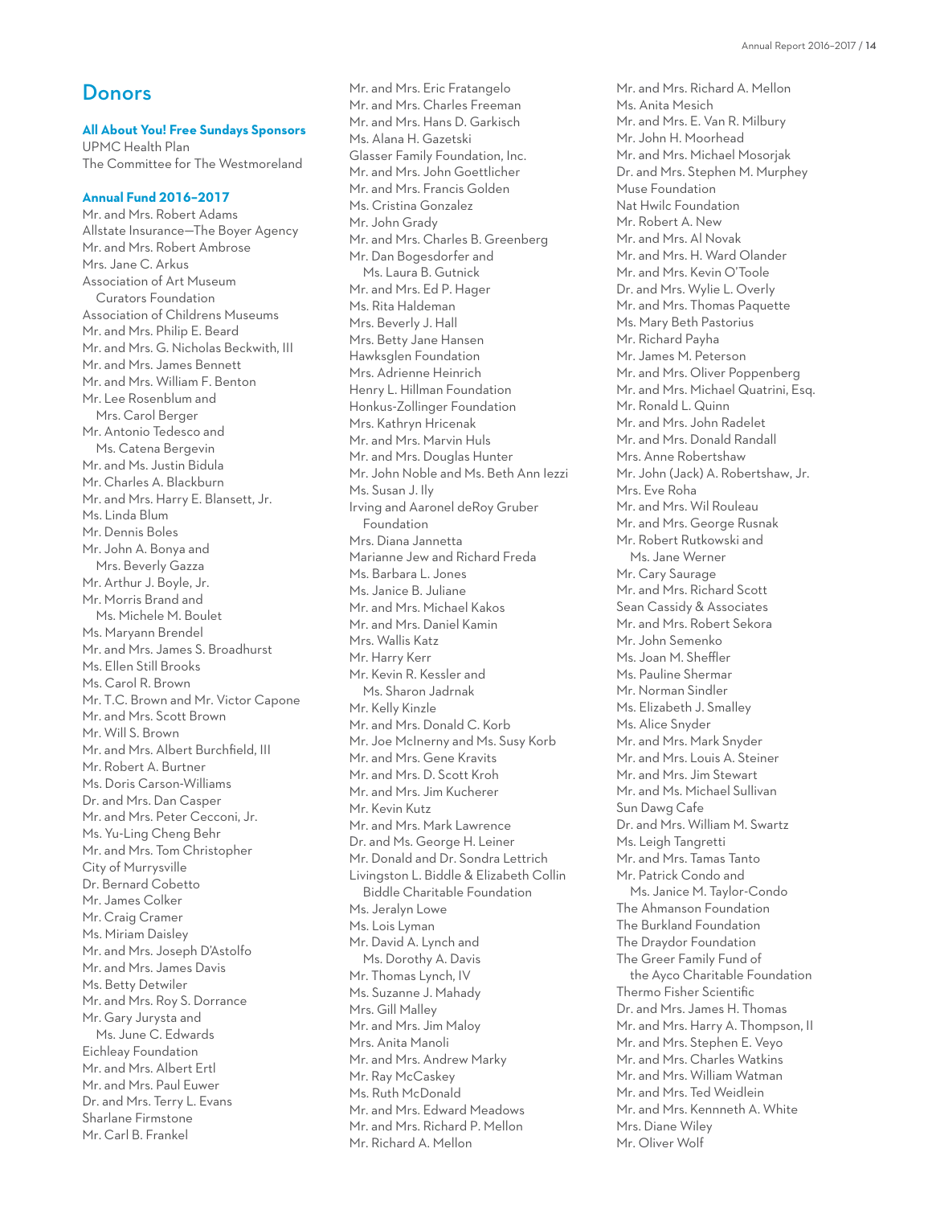# Donors

### All About You! Free Sundays Sponsors

UPMC Health Plan
The Committee for The Westmoreland

### Annual Fund 2016–2017

Mr. and Mrs. Robert Adams
Allstate Insurance—The Boyer Agency
Mr. and Mrs. Robert Ambrose
Mrs. Jane C. Arkus
Association of Art Museum Curators Foundation
Association of Childrens Museums
Mr. and Mrs. Philip E. Beard
Mr. and Mrs. G. Nicholas Beckwith, III
Mr. and Mrs. James Bennett
Mr. and Mrs. William F. Benton
Mr. Lee Rosenblum and Mrs. Carol Berger
Mr. Antonio Tedesco and Ms. Catena Bergevin
Mr. and Ms. Justin Bidula
Mr. Charles A. Blackburn
Mr. and Mrs. Harry E. Blansett, Jr.
Ms. Linda Blum
Mr. Dennis Boles
Mr. John A. Bonya and Mrs. Beverly Gazza
Mr. Arthur J. Boyle, Jr.
Mr. Morris Brand and Ms. Michele M. Boulet
Ms. Maryann Brendel
Mr. and Mrs. James S. Broadhurst
Ms. Ellen Still Brooks
Ms. Carol R. Brown
Mr. T.C. Brown and Mr. Victor Capone
Mr. and Mrs. Scott Brown
Mr. Will S. Brown
Mr. and Mrs. Albert Burchfield, III
Mr. Robert A. Burtner
Ms. Doris Carson-Williams
Dr. and Mrs. Dan Casper
Mr. and Mrs. Peter Cecconi, Jr.
Ms. Yu-Ling Cheng Behr
Mr. and Mrs. Tom Christopher
City of Murrysville
Dr. Bernard Cobetto
Mr. James Colker
Mr. Craig Cramer
Ms. Miriam Daisley
Mr. and Mrs. Joseph D'Astolfo
Mr. and Mrs. James Davis
Ms. Betty Detwiler
Mr. and Mrs. Roy S. Dorrance
Mr. Gary Jurysta and Ms. June C. Edwards
Eichleay Foundation
Mr. and Mrs. Albert Ertl
Mr. and Mrs. Paul Euwer
Dr. and Mrs. Terry L. Evans
Sharlane Firmstone
Mr. Carl B. Frankel
Mr. and Mrs. Eric Fratangelo
Mr. and Mrs. Charles Freeman
Mr. and Mrs. Hans D. Garkisch
Ms. Alana H. Gazetski
Glasser Family Foundation, Inc.
Mr. and Mrs. John Goettlicher
Mr. and Mrs. Francis Golden
Ms. Cristina Gonzalez
Mr. John Grady
Mr. and Mrs. Charles B. Greenberg
Mr. Dan Bogesdorfer and Ms. Laura B. Gutnick
Mr. and Mrs. Ed P. Hager
Ms. Rita Haldeman
Mrs. Beverly J. Hall
Mrs. Betty Jane Hansen
Hawksglen Foundation
Mrs. Adrienne Heinrich
Henry L. Hillman Foundation
Honkus-Zollinger Foundation
Mrs. Kathryn Hricenak
Mr. and Mrs. Marvin Huls
Mr. and Mrs. Douglas Hunter
Mr. John Noble and Ms. Beth Ann Iezzi
Ms. Susan J. Ily
Irving and Aaronel deRoy Gruber Foundation
Mrs. Diana Jannetta
Marianne Jew and Richard Freda
Ms. Barbara L. Jones
Ms. Janice B. Juliane
Mr. and Mrs. Michael Kakos
Mr. and Mrs. Daniel Kamin
Mrs. Wallis Katz
Mr. Harry Kerr
Mr. Kevin R. Kessler and Ms. Sharon Jadrnak
Mr. Kelly Kinzle
Mr. and Mrs. Donald C. Korb
Mr. Joe McInerny and Ms. Susy Korb
Mr. and Mrs. Gene Kravits
Mr. and Mrs. D. Scott Kroh
Mr. and Mrs. Jim Kucherer
Mr. Kevin Kutz
Mr. and Mrs. Mark Lawrence
Dr. and Ms. George H. Leiner
Mr. Donald and Dr. Sondra Lettrich
Livingston L. Biddle & Elizabeth Collin Biddle Charitable Foundation
Ms. Jeralyn Lowe
Ms. Lois Lyman
Mr. David A. Lynch and Ms. Dorothy A. Davis
Mr. Thomas Lynch, IV
Ms. Suzanne J. Mahady
Mrs. Gill Malley
Mr. and Mrs. Jim Maloy
Mrs. Anita Manoli
Mr. and Mrs. Andrew Marky
Mr. Ray McCaskey
Ms. Ruth McDonald
Mr. and Mrs. Edward Meadows
Mr. and Mrs. Richard P. Mellon
Mr. Richard A. Mellon
Mr. and Mrs. Richard A. Mellon
Ms. Anita Mesich
Mr. and Mrs. E. Van R. Milbury
Mr. John H. Moorhead
Mr. and Mrs. Michael Mosorjak
Dr. and Mrs. Stephen M. Murphey
Muse Foundation
Nat Hwilc Foundation
Mr. Robert A. New
Mr. and Mrs. Al Novak
Mr. and Mrs. H. Ward Olander
Mr. and Mrs. Kevin O'Toole
Dr. and Mrs. Wylie L. Overly
Mr. and Mrs. Thomas Paquette
Ms. Mary Beth Pastorius
Mr. Richard Payha
Mr. James M. Peterson
Mr. and Mrs. Oliver Poppenberg
Mr. and Mrs. Michael Quatrini, Esq.
Mr. Ronald L. Quinn
Mr. and Mrs. John Radelet
Mr. and Mrs. Donald Randall
Mrs. Anne Robertshaw
Mr. John (Jack) A. Robertshaw, Jr.
Mrs. Eve Roha
Mr. and Mrs. Wil Rouleau
Mr. and Mrs. George Rusnak
Mr. Robert Rutkowski and Ms. Jane Werner
Mr. Cary Saurage
Mr. and Mrs. Richard Scott
Sean Cassidy & Associates
Mr. and Mrs. Robert Sekora
Mr. John Semenko
Ms. Joan M. Sheffler
Ms. Pauline Shermar
Mr. Norman Sindler
Ms. Elizabeth J. Smalley
Ms. Alice Snyder
Mr. and Mrs. Mark Snyder
Mr. and Mrs. Louis A. Steiner
Mr. and Mrs. Jim Stewart
Mr. and Ms. Michael Sullivan
Sun Dawg Cafe
Dr. and Mrs. William M. Swartz
Ms. Leigh Tangretti
Mr. and Mrs. Tamas Tanto
Mr. Patrick Condo and Ms. Janice M. Taylor-Condo
The Ahmanson Foundation
The Burkland Foundation
The Draydor Foundation
The Greer Family Fund of the Ayco Charitable Foundation
Thermo Fisher Scientific
Dr. and Mrs. James H. Thomas
Mr. and Mrs. Harry A. Thompson, II
Mr. and Mrs. Stephen E. Veyo
Mr. and Mrs. Charles Watkins
Mr. and Mrs. William Watman
Mr. and Mrs. Ted Weidlein
Mr. and Mrs. Kennneth A. White
Mrs. Diane Wiley
Mr. Oliver Wolf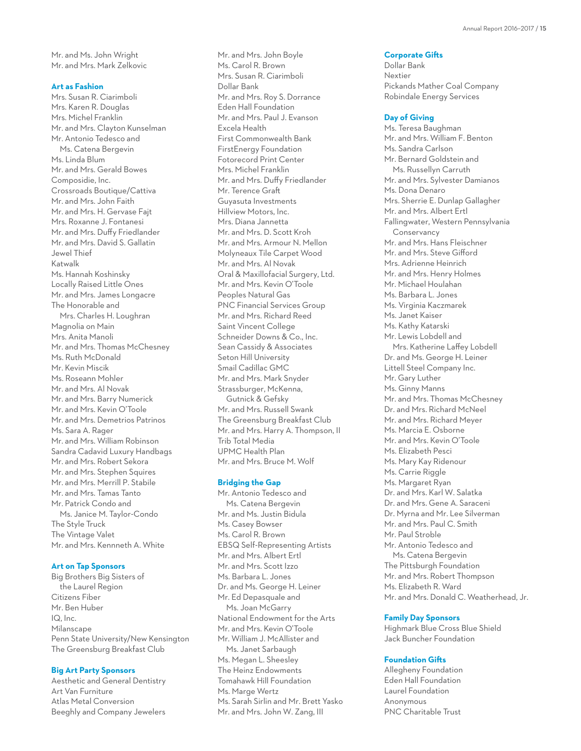Mr. and Ms. John Wright
Mr. and Mrs. Mark Zelkovic

### Art as Fashion

Mrs. Susan R. Ciarimboli
Mrs. Karen R. Douglas
Mrs. Michel Franklin
Mr. and Mrs. Clayton Kunselman
Mr. Antonio Tedesco and
Ms. Catena Bergevin
Ms. Linda Blum
Mr. and Mrs. Gerald Bowes
Composidie, Inc.
Crossroads Boutique/Cattiva
Mr. and Mrs. John Faith
Mr. and Mrs. H. Gervase Fajt
Mrs. Roxanne J. Fontanesi
Mr. and Mrs. Duffy Friedlander
Mr. and Mrs. David S. Gallatin
Jewel Thief
Katwalk
Ms. Hannah Koshinsky
Locally Raised Little Ones
Mr. and Mrs. James Longacre
The Honorable and
Mrs. Charles H. Loughran
Magnolia on Main
Mrs. Anita Manoli
Mr. and Mrs. Thomas McChesney
Ms. Ruth McDonald
Mr. Kevin Miscik
Ms. Roseann Mohler
Mr. and Mrs. Al Novak
Mr. and Mrs. Barry Numerick
Mr. and Mrs. Kevin O'Toole
Mr. and Mrs. Demetrios Patrinos
Ms. Sara A. Rager
Mr. and Mrs. William Robinson
Sandra Cadavid Luxury Handbags
Mr. and Mrs. Robert Sekora
Mr. and Mrs. Stephen Squires
Mr. and Mrs. Merrill P. Stabile
Mr. and Mrs. Tamas Tanto
Mr. Patrick Condo and
Ms. Janice M. Taylor-Condo
The Style Truck
The Vintage Valet
Mr. and Mrs. Kennneth A. White

### Art on Tap Sponsors

Big Brothers Big Sisters of
the Laurel Region
Citizens Fiber
Mr. Ben Huber
IQ, Inc.
Milanscape
Penn State University/New Kensington
The Greensburg Breakfast Club

### Big Art Party Sponsors

Aesthetic and General Dentistry
Art Van Furniture
Atlas Metal Conversion
Beeghly and Company Jewelers
Mr. and Mrs. John Boyle
Ms. Carol R. Brown
Mrs. Susan R. Ciarimboli
Dollar Bank
Mr. and Mrs. Roy S. Dorrance
Eden Hall Foundation
Mr. and Mrs. Paul J. Evanson
Excela Health
First Commonwealth Bank
FirstEnergy Foundation
Fotorecord Print Center
Mrs. Michel Franklin
Mr. and Mrs. Duffy Friedlander
Mr. Terence Graft
Guyasuta Investments
Hillview Motors, Inc.
Mrs. Diana Jannetta
Mr. and Mrs. D. Scott Kroh
Mr. and Mrs. Armour N. Mellon
Molyneaux Tile Carpet Wood
Mr. and Mrs. Al Novak
Oral & Maxillofacial Surgery, Ltd.
Mr. and Mrs. Kevin O'Toole
Peoples Natural Gas
PNC Financial Services Group
Mr. and Mrs. Richard Reed
Saint Vincent College
Schneider Downs & Co., Inc.
Sean Cassidy & Associates
Seton Hill University
Smail Cadillac GMC
Mr. and Mrs. Mark Snyder
Strassburger, McKenna,
Gutnick & Gefsky
Mr. and Mrs. Russell Swank
The Greensburg Breakfast Club
Mr. and Mrs. Harry A. Thompson, II
Trib Total Media
UPMC Health Plan
Mr. and Mrs. Bruce M. Wolf

### Bridging the Gap

Mr. Antonio Tedesco and
Ms. Catena Bergevin
Mr. and Ms. Justin Bidula
Ms. Casey Bowser
Ms. Carol R. Brown
EBSQ Self-Representing Artists
Mr. and Mrs. Albert Ertl
Mr. and Mrs. Scott Izzo
Ms. Barbara L. Jones
Dr. and Ms. George H. Leiner
Mr. Ed Depasquale and
Ms. Joan McGarry
National Endowment for the Arts
Mr. and Mrs. Kevin O'Toole
Mr. William J. McAllister and
Ms. Janet Sarbaugh
Ms. Megan L. Sheesley
The Heinz Endowments
Tomahawk Hill Foundation
Ms. Marge Wertz
Ms. Sarah Sirlin and Mr. Brett Yasko
Mr. and Mrs. John W. Zang, III

### Corporate Gifts

Dollar Bank
Nextier
Pickands Mather Coal Company
Robindale Energy Services

### Day of Giving

Ms. Teresa Baughman
Mr. and Mrs. William F. Benton
Ms. Sandra Carlson
Mr. Bernard Goldstein and
Ms. Russellyn Carruth
Mr. and Mrs. Sylvester Damianos
Ms. Dona Denaro
Mrs. Sherrie E. Dunlap Gallagher
Mr. and Mrs. Albert Ertl
Fallingwater, Western Pennsylvania
Conservancy
Mr. and Mrs. Hans Fleischner
Mr. and Mrs. Steve Gifford
Mrs. Adrienne Heinrich
Mr. and Mrs. Henry Holmes
Mr. Michael Houlahan
Ms. Barbara L. Jones
Ms. Virginia Kaczmarek
Ms. Janet Kaiser
Ms. Kathy Katarski
Mr. Lewis Lobdell and
Mrs. Katherine Laffey Lobdell
Dr. and Ms. George H. Leiner
Littell Steel Company Inc.
Mr. Gary Luther
Ms. Ginny Manns
Mr. and Mrs. Thomas McChesney
Dr. and Mrs. Richard McNeel
Mr. and Mrs. Richard Meyer
Ms. Marcia E. Osborne
Mr. and Mrs. Kevin O'Toole
Ms. Elizabeth Pesci
Ms. Mary Kay Ridenour
Ms. Carrie Riggle
Ms. Margaret Ryan
Dr. and Mrs. Karl W. Salatka
Dr. and Mrs. Gene A. Saraceni
Dr. Myrna and Mr. Lee Silverman
Mr. and Mrs. Paul C. Smith
Mr. Paul Stroble
Mr. Antonio Tedesco and
Ms. Catena Bergevin
The Pittsburgh Foundation
Mr. and Mrs. Robert Thompson
Ms. Elizabeth R. Ward
Mr. and Mrs. Donald C. Weatherhead, Jr.

### Family Day Sponsors

Highmark Blue Cross Blue Shield
Jack Buncher Foundation

### Foundation Gifts

Allegheny Foundation
Eden Hall Foundation
Laurel Foundation
Anonymous
PNC Charitable Trust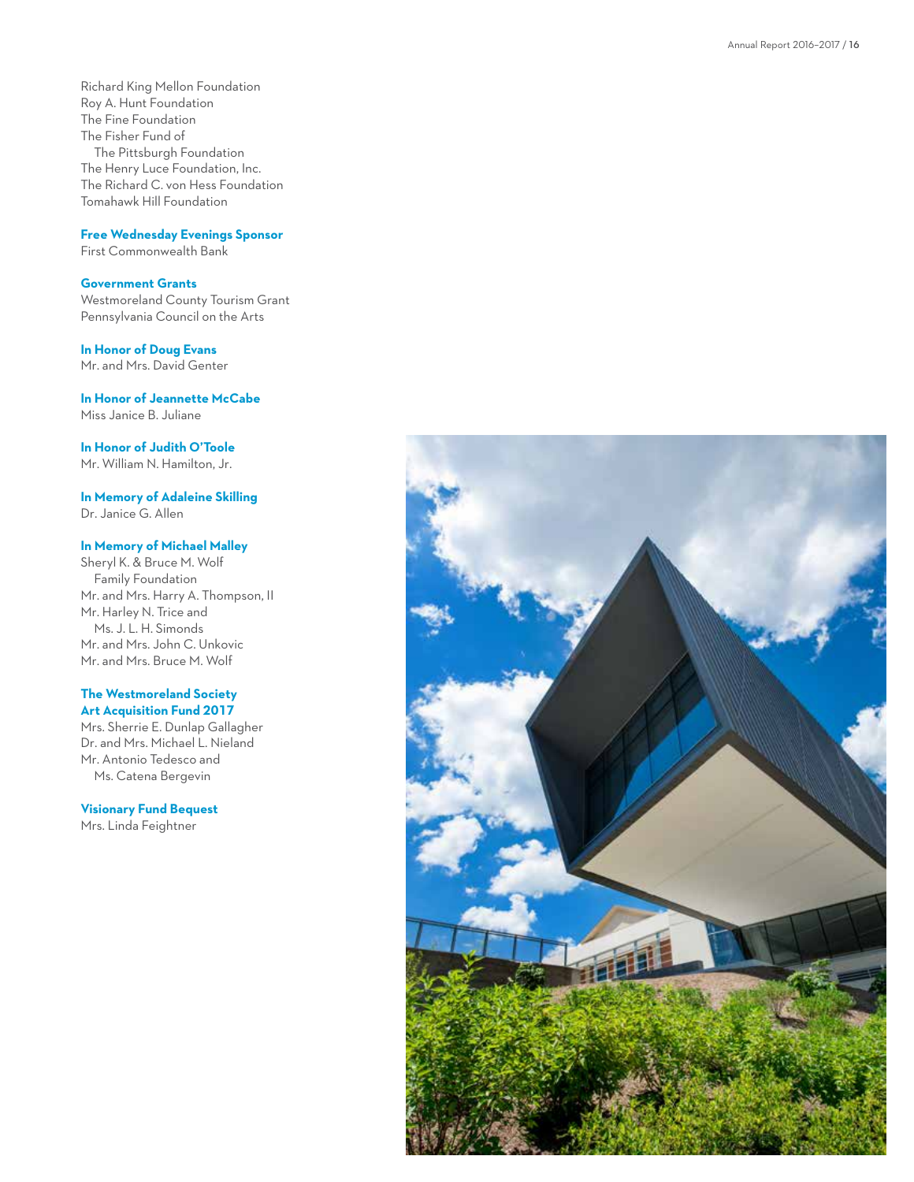Richard King Mellon Foundation
Roy A. Hunt Foundation
The Fine Foundation
The Fisher Fund of
The Pittsburgh Foundation
The Henry Luce Foundation, Inc.
The Richard C. von Hess Foundation
Tomahawk Hill Foundation

### Free Wednesday Evenings Sponsor

First Commonwealth Bank

### Government Grants

Westmoreland County Tourism Grant
Pennsylvania Council on the Arts

### In Honor of Doug Evans

Mr. and Mrs. David Genter

### In Honor of Jeannette McCabe

Miss Janice B. Juliane

### In Honor of Judith O'Toole

Mr. William N. Hamilton, Jr.

### In Memory of Adaleine Skilling

Dr. Janice G. Allen

### In Memory of Michael Malley

Sheryl K. & Bruce M. Wolf
Family Foundation
Mr. and Mrs. Harry A. Thompson, II
Mr. Harley N. Trice and
Ms. J. L. H. Simonds
Mr. and Mrs. John C. Unkovic
Mr. and Mrs. Bruce M. Wolf

### The Westmoreland Society Art Acquisition Fund 2017

Mrs. Sherrie E. Dunlap Gallagher
Dr. and Mrs. Michael L. Nieland
Mr. Antonio Tedesco and
Ms. Catena Bergevin

### Visionary Fund Bequest

Mrs. Linda Feightner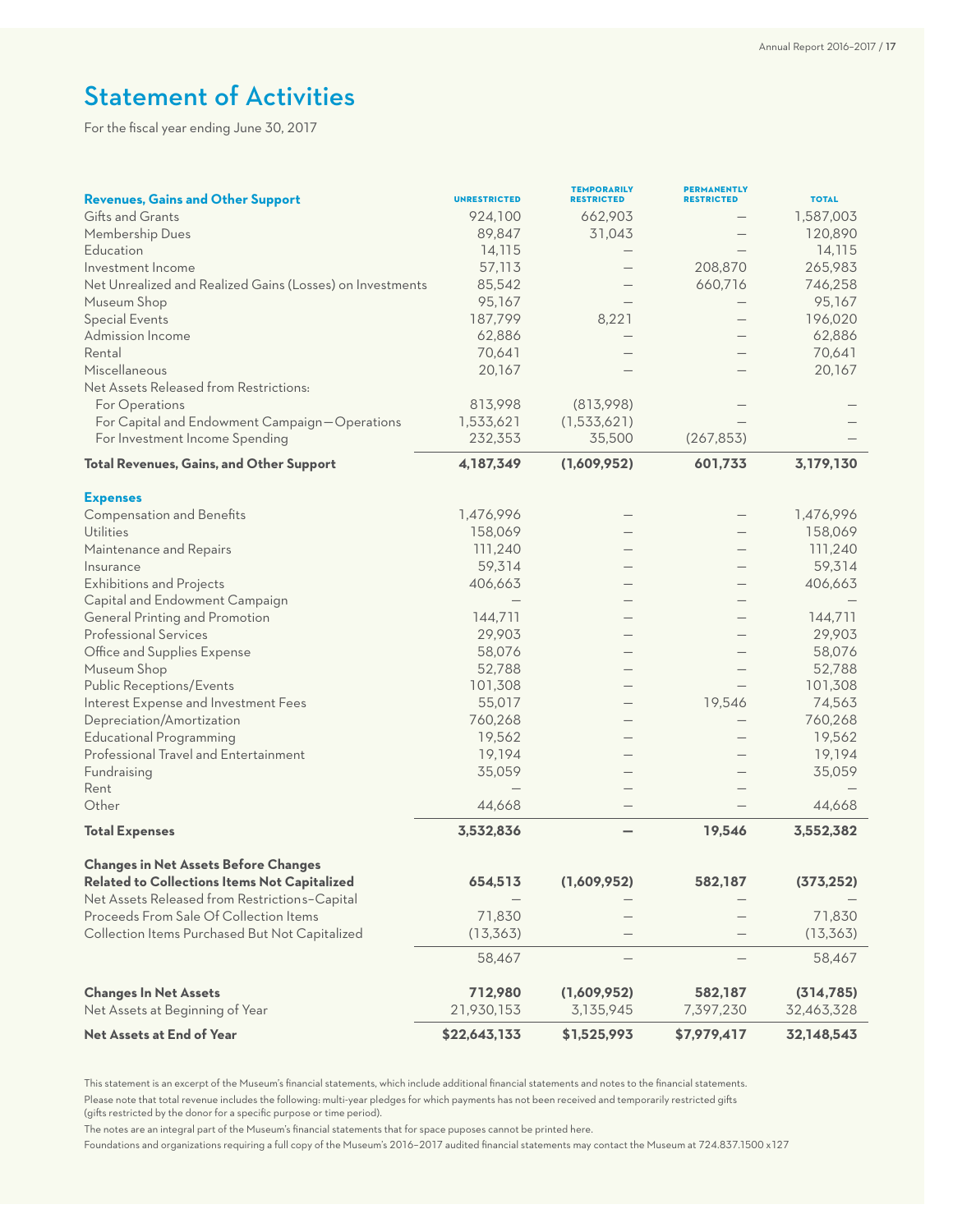# Statement of Activities

For the fiscal year ending June 30, 2017

| **Revenues, Gains and Other Support** | UNRESTRICTED | TEMPORARILY RESTRICTED | PERMANENTLY RESTRICTED | TOTAL |
|---|---|---|---|---|
| Gifts and Grants | 924,100 | 662,903 | – | 1,587,003 |
| Membership Dues | 89,847 | 31,043 | – | 120,890 |
| Education | 14,115 | – | – | 14,115 |
| Investment Income | 57,113 | – | 208,870 | 265,983 |
| Net Unrealized and Realized Gains (Losses) on Investments | 85,542 | – | 660,716 | 746,258 |
| Museum Shop | 95,167 | – | – | 95,167 |
| Special Events | 187,799 | 8,221 | – | 196,020 |
| Admission Income | 62,886 | – | – | 62,886 |
| Rental | 70,641 | – | – | 70,641 |
| Miscellaneous | 20,167 | – | – | 20,167 |
| Net Assets Released from Restrictions: | | | | |
| For Operations | 813,998 | (813,998) | – | – |
| For Capital and Endowment Campaign—Operations | 1,533,621 | (1,533,621) | – | – |
| For Investment Income Spending | 232,353 | 35,500 | (267,853) | – |
| **Total Revenues, Gains, and Other Support** | **4,187,349** | **(1,609,952)** | **601,733** | **3,179,130** |
| **Expenses** | | | | |
| Compensation and Benefits | 1,476,996 | – | – | 1,476,996 |
| Utilities | 158,069 | – | – | 158,069 |
| Maintenance and Repairs | 111,240 | – | – | 111,240 |
| Insurance | 59,314 | – | – | 59,314 |
| Exhibitions and Projects | 406,663 | – | – | 406,663 |
| Capital and Endowment Campaign | – | – | – | – |
| General Printing and Promotion | 144,711 | – | – | 144,711 |
| Professional Services | 29,903 | – | – | 29,903 |
| Office and Supplies Expense | 58,076 | – | – | 58,076 |
| Museum Shop | 52,788 | – | – | 52,788 |
| Public Receptions/Events | 101,308 | – | – | 101,308 |
| Interest Expense and Investment Fees | 55,017 | – | 19,546 | 74,563 |
| Depreciation/Amortization | 760,268 | – | – | 760,268 |
| Educational Programming | 19,562 | – | – | 19,562 |
| Professional Travel and Entertainment | 19,194 | – | – | 19,194 |
| Fundraising | 35,059 | – | – | 35,059 |
| Rent | – | – | – | – |
| Other | 44,668 | – | – | 44,668 |
| **Total Expenses** | **3,532,836** | **–** | **19,546** | **3,552,382** |
| **Changes in Net Assets Before Changes Related to Collections Items Not Capitalized** | **654,513** | **(1,609,952)** | **582,187** | **(373,252)** |
| Net Assets Released from Restrictions–Capital | – | – | – | – |
| Proceeds From Sale Of Collection Items | 71,830 | – | – | 71,830 |
| Collection Items Purchased But Not Capitalized | (13,363) | – | – | (13,363) |
| | 58,467 | – | – | 58,467 |
| **Changes In Net Assets** | **712,980** | **(1,609,952)** | **582,187** | **(314,785)** |
| Net Assets at Beginning of Year | 21,930,153 | 3,135,945 | 7,397,230 | 32,463,328 |
| **Net Assets at End of Year** | **$22,643,133** | **$1,525,993** | **$7,979,417** | **32,148,543** |

This statement is an excerpt of the Museum's financial statements, which include additional financial statements and notes to the financial statements.

Please note that total revenue includes the following: multi-year pledges for which payments has not been received and temporarily restricted gifts (gifts restricted by the donor for a specific purpose or time period).

The notes are an integral part of the Museum's financial statements that for space puposes cannot be printed here.

Foundations and organizations requiring a full copy of the Museum's 2016–2017 audited financial statements may contact the Museum at 724.837.1500 x127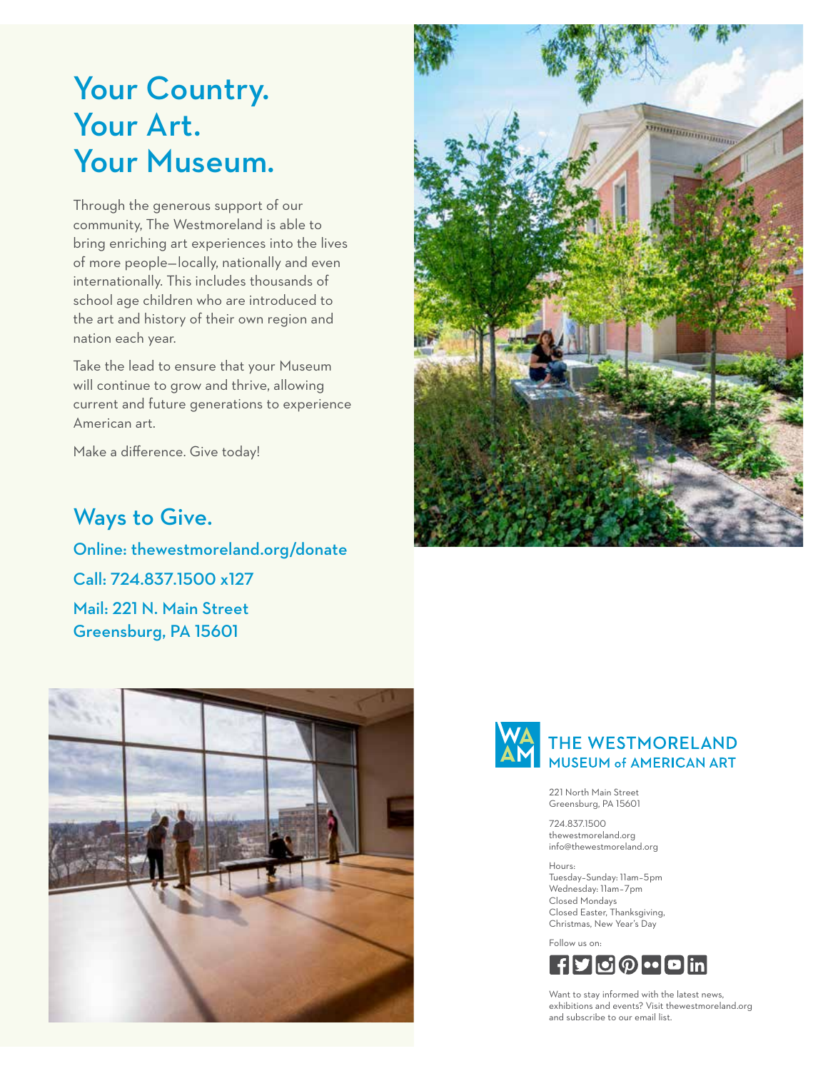# Your Country.
# Your Art.
# Your Museum.

Through the generous support of our community, The Westmoreland is able to bring enriching art experiences into the lives of more people—locally, nationally and even internationally. This includes thousands of school age children who are introduced to the art and history of their own region and nation each year.

Take the lead to ensure that your Museum will continue to grow and thrive, allowing current and future generations to experience American art.

Make a difference. Give today!

## Ways to Give.

**Online: thewestmoreland.org/donate**

**Call: 724.837.1500 x127**

**Mail: 221 N. Main Street**
**Greensburg, PA 15601**

THE WESTMORELAND
MUSEUM of AMERICAN ART

221 North Main Street
Greensburg, PA 15601

724.837.1500
thewestmoreland.org
info@thewestmoreland.org

Hours:
Tuesday–Sunday: 11am–5pm
Wednesday: 11am–7pm
Closed Mondays
Closed Easter, Thanksgiving, Christmas, New Year's Day

Follow us on:

Want to stay informed with the latest news, exhibitions and events? Visit thewestmoreland.org and subscribe to our email list.